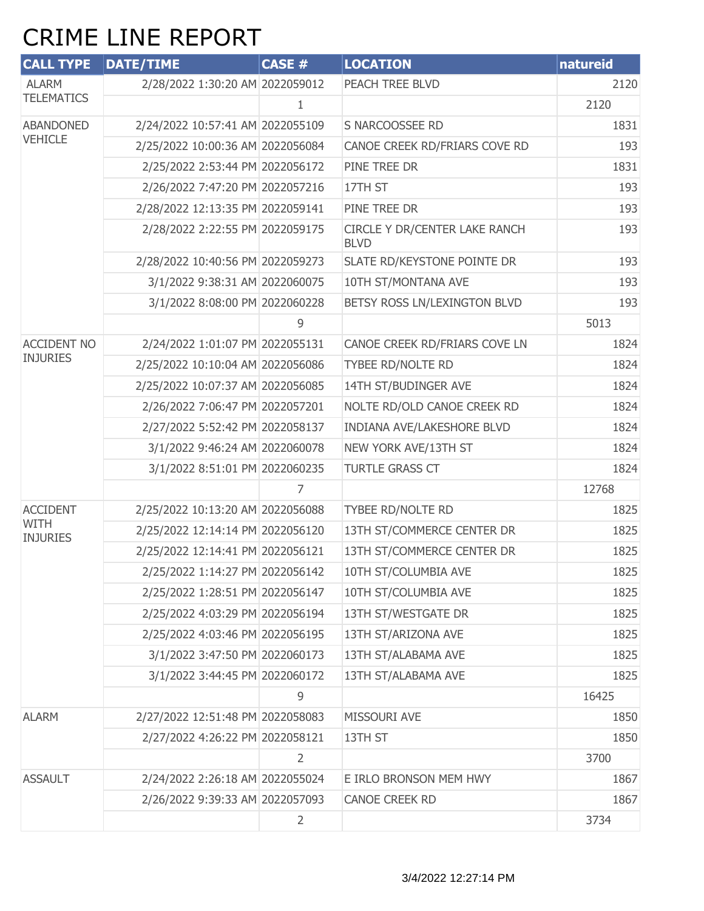# CRIME LINE REPORT

| CALL TYPE | DATE/TIME | CASE # | LOCATION | natureid |
|---|---|---|---|---|
| ALARM TELEMATICS | 2/28/2022 1:30:20 AM | 2022059012 | PEACH TREE BLVD | 2120 |
| | | 1 | | 2120 |
| ABANDONED VEHICLE | 2/24/2022 10:57:41 AM | 2022055109 | S NARCOOSSEE RD | 1831 |
| | 2/25/2022 10:00:36 AM | 2022056084 | CANOE CREEK RD/FRIARS COVE RD | 193 |
| | 2/25/2022 2:53:44 PM | 2022056172 | PINE TREE DR | 1831 |
| | 2/26/2022 7:47:20 PM | 2022057216 | 17TH ST | 193 |
| | 2/28/2022 12:13:35 PM | 2022059141 | PINE TREE DR | 193 |
| | 2/28/2022 2:22:55 PM | 2022059175 | CIRCLE Y DR/CENTER LAKE RANCH BLVD | 193 |
| | 2/28/2022 10:40:56 PM | 2022059273 | SLATE RD/KEYSTONE POINTE DR | 193 |
| | 3/1/2022 9:38:31 AM | 2022060075 | 10TH ST/MONTANA AVE | 193 |
| | 3/1/2022 8:08:00 PM | 2022060228 | BETSY ROSS LN/LEXINGTON BLVD | 193 |
| | | 9 | | 5013 |
| ACCIDENT NO INJURIES | 2/24/2022 1:01:07 PM | 2022055131 | CANOE CREEK RD/FRIARS COVE LN | 1824 |
| | 2/25/2022 10:10:04 AM | 2022056086 | TYBEE RD/NOLTE RD | 1824 |
| | 2/25/2022 10:07:37 AM | 2022056085 | 14TH ST/BUDINGER AVE | 1824 |
| | 2/26/2022 7:06:47 PM | 2022057201 | NOLTE RD/OLD CANOE CREEK RD | 1824 |
| | 2/27/2022 5:52:42 PM | 2022058137 | INDIANA AVE/LAKESHORE BLVD | 1824 |
| | 3/1/2022 9:46:24 AM | 2022060078 | NEW YORK AVE/13TH ST | 1824 |
| | 3/1/2022 8:51:01 PM | 2022060235 | TURTLE GRASS CT | 1824 |
| | | 7 | | 12768 |
| ACCIDENT WITH INJURIES | 2/25/2022 10:13:20 AM | 2022056088 | TYBEE RD/NOLTE RD | 1825 |
| | 2/25/2022 12:14:14 PM | 2022056120 | 13TH ST/COMMERCE CENTER DR | 1825 |
| | 2/25/2022 12:14:41 PM | 2022056121 | 13TH ST/COMMERCE CENTER DR | 1825 |
| | 2/25/2022 1:14:27 PM | 2022056142 | 10TH ST/COLUMBIA AVE | 1825 |
| | 2/25/2022 1:28:51 PM | 2022056147 | 10TH ST/COLUMBIA AVE | 1825 |
| | 2/25/2022 4:03:29 PM | 2022056194 | 13TH ST/WESTGATE DR | 1825 |
| | 2/25/2022 4:03:46 PM | 2022056195 | 13TH ST/ARIZONA AVE | 1825 |
| | 3/1/2022 3:47:50 PM | 2022060173 | 13TH ST/ALABAMA AVE | 1825 |
| | 3/1/2022 3:44:45 PM | 2022060172 | 13TH ST/ALABAMA AVE | 1825 |
| | | 9 | | 16425 |
| ALARM | 2/27/2022 12:51:48 PM | 2022058083 | MISSOURI AVE | 1850 |
| | 2/27/2022 4:26:22 PM | 2022058121 | 13TH ST | 1850 |
| | | 2 | | 3700 |
| ASSAULT | 2/24/2022 2:26:18 AM | 2022055024 | E IRLO BRONSON MEM HWY | 1867 |
| | 2/26/2022 9:39:33 AM | 2022057093 | CANOE CREEK RD | 1867 |
| | | 2 | | 3734 |

3/4/2022 12:27:14 PM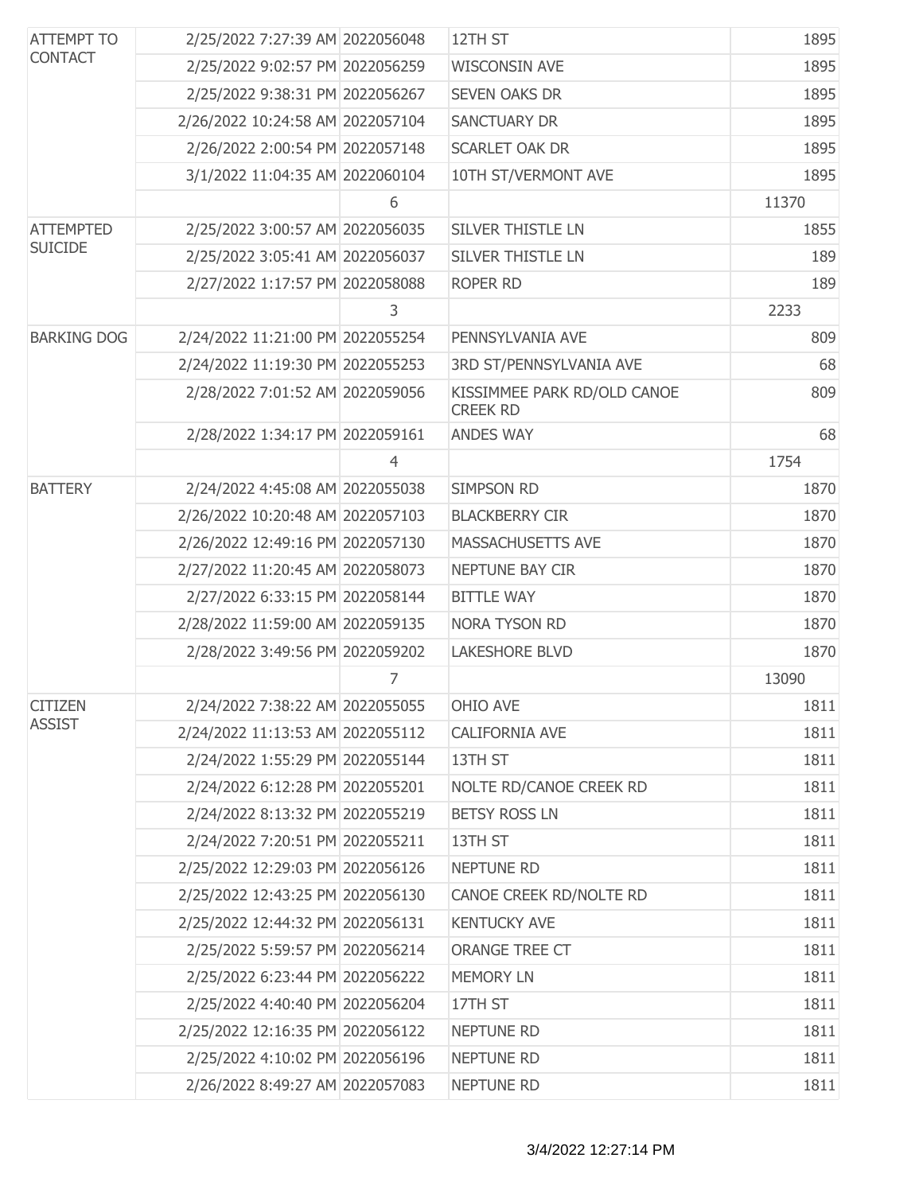| | | | | |
|---|---|---|---|---|
| ATTEMPT TO CONTACT | 2/25/2022 7:27:39 AM | 2022056048 | 12TH ST | 1895 |
| | 2/25/2022 9:02:57 PM | 2022056259 | WISCONSIN AVE | 1895 |
| | 2/25/2022 9:38:31 PM | 2022056267 | SEVEN OAKS DR | 1895 |
| | 2/26/2022 10:24:58 AM | 2022057104 | SANCTUARY DR | 1895 |
| | 2/26/2022 2:00:54 PM | 2022057148 | SCARLET OAK DR | 1895 |
| | 3/1/2022 11:04:35 AM | 2022060104 | 10TH ST/VERMONT AVE | 1895 |
| | | 6 | | 11370 |
| ATTEMPTED SUICIDE | 2/25/2022 3:00:57 AM | 2022056035 | SILVER THISTLE LN | 1855 |
| | 2/25/2022 3:05:41 AM | 2022056037 | SILVER THISTLE LN | 189 |
| | 2/27/2022 1:17:57 PM | 2022058088 | ROPER RD | 189 |
| | | 3 | | 2233 |
| BARKING DOG | 2/24/2022 11:21:00 PM | 2022055254 | PENNSYLVANIA AVE | 809 |
| | 2/24/2022 11:19:30 PM | 2022055253 | 3RD ST/PENNSYLVANIA AVE | 68 |
| | 2/28/2022 7:01:52 AM | 2022059056 | KISSIMMEE PARK RD/OLD CANOE CREEK RD | 809 |
| | 2/28/2022 1:34:17 PM | 2022059161 | ANDES WAY | 68 |
| | | 4 | | 1754 |
| BATTERY | 2/24/2022 4:45:08 AM | 2022055038 | SIMPSON RD | 1870 |
| | 2/26/2022 10:20:48 AM | 2022057103 | BLACKBERRY CIR | 1870 |
| | 2/26/2022 12:49:16 PM | 2022057130 | MASSACHUSETTS AVE | 1870 |
| | 2/27/2022 11:20:45 AM | 2022058073 | NEPTUNE BAY CIR | 1870 |
| | 2/27/2022 6:33:15 PM | 2022058144 | BITTLE WAY | 1870 |
| | 2/28/2022 11:59:00 AM | 2022059135 | NORA TYSON RD | 1870 |
| | 2/28/2022 3:49:56 PM | 2022059202 | LAKESHORE BLVD | 1870 |
| | | 7 | | 13090 |
| CITIZEN ASSIST | 2/24/2022 7:38:22 AM | 2022055055 | OHIO AVE | 1811 |
| | 2/24/2022 11:13:53 AM | 2022055112 | CALIFORNIA AVE | 1811 |
| | 2/24/2022 1:55:29 PM | 2022055144 | 13TH ST | 1811 |
| | 2/24/2022 6:12:28 PM | 2022055201 | NOLTE RD/CANOE CREEK RD | 1811 |
| | 2/24/2022 8:13:32 PM | 2022055219 | BETSY ROSS LN | 1811 |
| | 2/24/2022 7:20:51 PM | 2022055211 | 13TH ST | 1811 |
| | 2/25/2022 12:29:03 PM | 2022056126 | NEPTUNE RD | 1811 |
| | 2/25/2022 12:43:25 PM | 2022056130 | CANOE CREEK RD/NOLTE RD | 1811 |
| | 2/25/2022 12:44:32 PM | 2022056131 | KENTUCKY AVE | 1811 |
| | 2/25/2022 5:59:57 PM | 2022056214 | ORANGE TREE CT | 1811 |
| | 2/25/2022 6:23:44 PM | 2022056222 | MEMORY LN | 1811 |
| | 2/25/2022 4:40:40 PM | 2022056204 | 17TH ST | 1811 |
| | 2/25/2022 12:16:35 PM | 2022056122 | NEPTUNE RD | 1811 |
| | 2/25/2022 4:10:02 PM | 2022056196 | NEPTUNE RD | 1811 |
| | 2/26/2022 8:49:27 AM | 2022057083 | NEPTUNE RD | 1811 |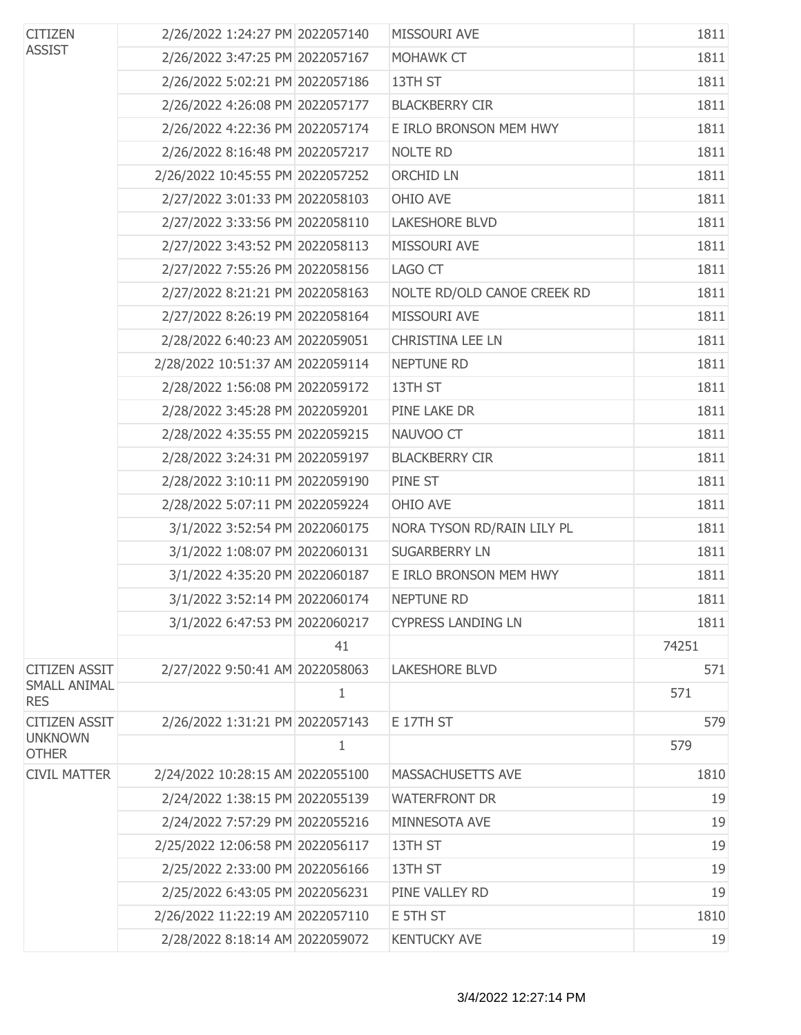| | | | | |
|---|---|---|---|---|
| CITIZEN ASSIST | 2/26/2022 1:24:27 PM | 2022057140 | MISSOURI AVE | 1811 |
| | 2/26/2022 3:47:25 PM | 2022057167 | MOHAWK CT | 1811 |
| | 2/26/2022 5:02:21 PM | 2022057186 | 13TH ST | 1811 |
| | 2/26/2022 4:26:08 PM | 2022057177 | BLACKBERRY CIR | 1811 |
| | 2/26/2022 4:22:36 PM | 2022057174 | E IRLO BRONSON MEM HWY | 1811 |
| | 2/26/2022 8:16:48 PM | 2022057217 | NOLTE RD | 1811 |
| | 2/26/2022 10:45:55 PM | 2022057252 | ORCHID LN | 1811 |
| | 2/27/2022 3:01:33 PM | 2022058103 | OHIO AVE | 1811 |
| | 2/27/2022 3:33:56 PM | 2022058110 | LAKESHORE BLVD | 1811 |
| | 2/27/2022 3:43:52 PM | 2022058113 | MISSOURI AVE | 1811 |
| | 2/27/2022 7:55:26 PM | 2022058156 | LAGO CT | 1811 |
| | 2/27/2022 8:21:21 PM | 2022058163 | NOLTE RD/OLD CANOE CREEK RD | 1811 |
| | 2/27/2022 8:26:19 PM | 2022058164 | MISSOURI AVE | 1811 |
| | 2/28/2022 6:40:23 AM | 2022059051 | CHRISTINA LEE LN | 1811 |
| | 2/28/2022 10:51:37 AM | 2022059114 | NEPTUNE RD | 1811 |
| | 2/28/2022 1:56:08 PM | 2022059172 | 13TH ST | 1811 |
| | 2/28/2022 3:45:28 PM | 2022059201 | PINE LAKE DR | 1811 |
| | 2/28/2022 4:35:55 PM | 2022059215 | NAUVOO CT | 1811 |
| | 2/28/2022 3:24:31 PM | 2022059197 | BLACKBERRY CIR | 1811 |
| | 2/28/2022 3:10:11 PM | 2022059190 | PINE ST | 1811 |
| | 2/28/2022 5:07:11 PM | 2022059224 | OHIO AVE | 1811 |
| | 3/1/2022 3:52:54 PM | 2022060175 | NORA TYSON RD/RAIN LILY PL | 1811 |
| | 3/1/2022 1:08:07 PM | 2022060131 | SUGARBERRY LN | 1811 |
| | 3/1/2022 4:35:20 PM | 2022060187 | E IRLO BRONSON MEM HWY | 1811 |
| | 3/1/2022 3:52:14 PM | 2022060174 | NEPTUNE RD | 1811 |
| | 3/1/2022 6:47:53 PM | 2022060217 | CYPRESS LANDING LN | 1811 |
| | | 41 | | 74251 |
| CITIZEN ASSIT SMALL ANIMAL RES | 2/27/2022 9:50:41 AM | 2022058063 | LAKESHORE BLVD | 571 |
| | | 1 | | 571 |
| CITIZEN ASSIT UNKNOWN OTHER | 2/26/2022 1:31:21 PM | 2022057143 | E 17TH ST | 579 |
| | | 1 | | 579 |
| CIVIL MATTER | 2/24/2022 10:28:15 AM | 2022055100 | MASSACHUSETTS AVE | 1810 |
| | 2/24/2022 1:38:15 PM | 2022055139 | WATERFRONT DR | 19 |
| | 2/24/2022 7:57:29 PM | 2022055216 | MINNESOTA AVE | 19 |
| | 2/25/2022 12:06:58 PM | 2022056117 | 13TH ST | 19 |
| | 2/25/2022 2:33:00 PM | 2022056166 | 13TH ST | 19 |
| | 2/25/2022 6:43:05 PM | 2022056231 | PINE VALLEY RD | 19 |
| | 2/26/2022 11:22:19 AM | 2022057110 | E 5TH ST | 1810 |
| | 2/28/2022 8:18:14 AM | 2022059072 | KENTUCKY AVE | 19 |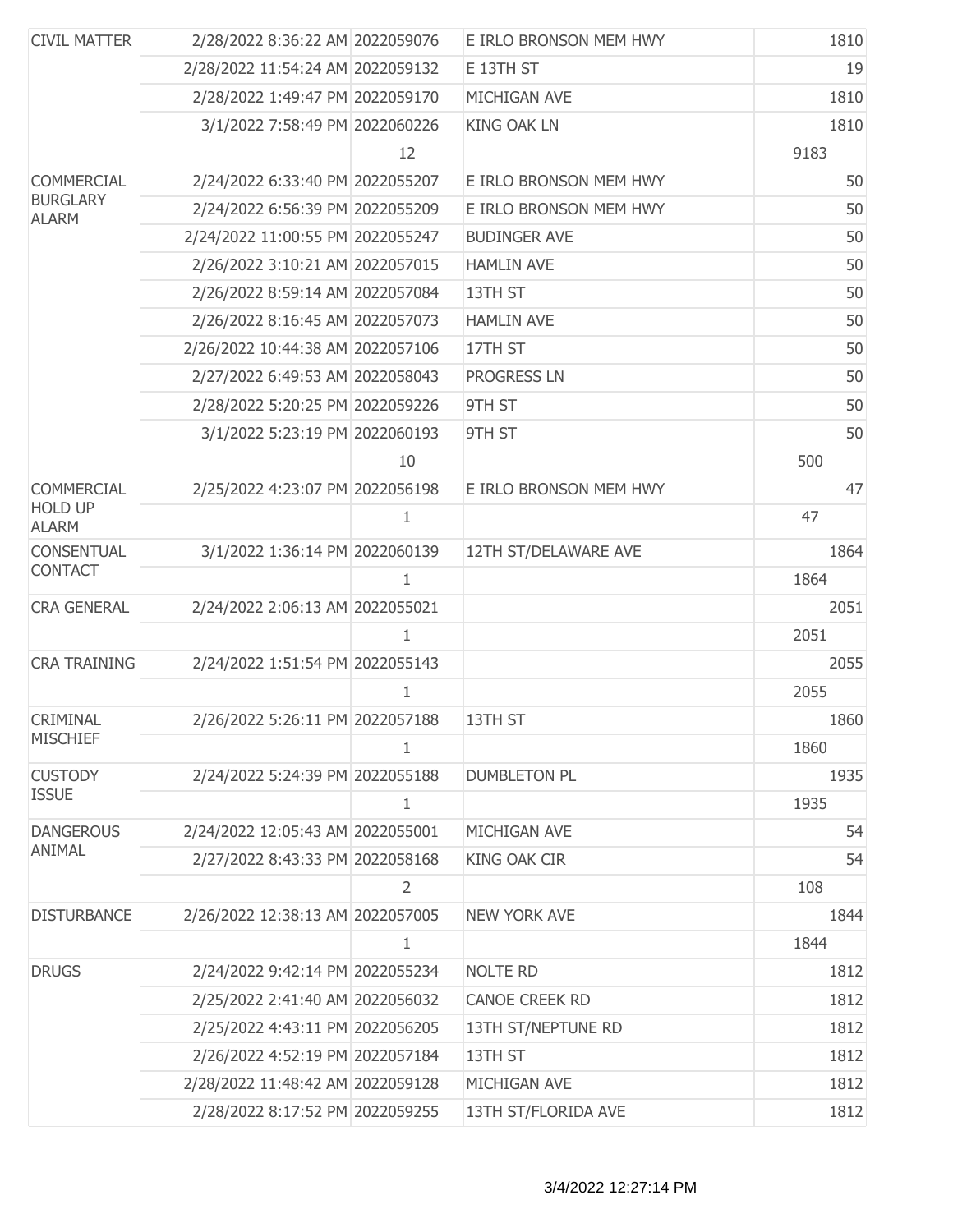| | | | | |
|---|---|---|---|---|
| CIVIL MATTER | 2/28/2022 8:36:22 AM | 2022059076 | E IRLO BRONSON MEM HWY | 1810 |
| | 2/28/2022 11:54:24 AM | 2022059132 | E 13TH ST | 19 |
| | 2/28/2022 1:49:47 PM | 2022059170 | MICHIGAN AVE | 1810 |
| | 3/1/2022 7:58:49 PM | 2022060226 | KING OAK LN | 1810 |
| | | 12 | | 9183 |
| COMMERCIAL BURGLARY ALARM | 2/24/2022 6:33:40 PM | 2022055207 | E IRLO BRONSON MEM HWY | 50 |
| | 2/24/2022 6:56:39 PM | 2022055209 | E IRLO BRONSON MEM HWY | 50 |
| | 2/24/2022 11:00:55 PM | 2022055247 | BUDINGER AVE | 50 |
| | 2/26/2022 3:10:21 AM | 2022057015 | HAMLIN AVE | 50 |
| | 2/26/2022 8:59:14 AM | 2022057084 | 13TH ST | 50 |
| | 2/26/2022 8:16:45 AM | 2022057073 | HAMLIN AVE | 50 |
| | 2/26/2022 10:44:38 AM | 2022057106 | 17TH ST | 50 |
| | 2/27/2022 6:49:53 AM | 2022058043 | PROGRESS LN | 50 |
| | 2/28/2022 5:20:25 PM | 2022059226 | 9TH ST | 50 |
| | 3/1/2022 5:23:19 PM | 2022060193 | 9TH ST | 50 |
| | | 10 | | 500 |
| COMMERCIAL HOLD UP ALARM | 2/25/2022 4:23:07 PM | 2022056198 | E IRLO BRONSON MEM HWY | 47 |
| | | 1 | | 47 |
| CONSENTUAL CONTACT | 3/1/2022 1:36:14 PM | 2022060139 | 12TH ST/DELAWARE AVE | 1864 |
| | | 1 | | 1864 |
| CRA GENERAL | 2/24/2022 2:06:13 AM | 2022055021 | | 2051 |
| | | 1 | | 2051 |
| CRA TRAINING | 2/24/2022 1:51:54 PM | 2022055143 | | 2055 |
| | | 1 | | 2055 |
| CRIMINAL MISCHIEF | 2/26/2022 5:26:11 PM | 2022057188 | 13TH ST | 1860 |
| | | 1 | | 1860 |
| CUSTODY ISSUE | 2/24/2022 5:24:39 PM | 2022055188 | DUMBLETON PL | 1935 |
| | | 1 | | 1935 |
| DANGEROUS ANIMAL | 2/24/2022 12:05:43 AM | 2022055001 | MICHIGAN AVE | 54 |
| | 2/27/2022 8:43:33 PM | 2022058168 | KING OAK CIR | 54 |
| | | 2 | | 108 |
| DISTURBANCE | 2/26/2022 12:38:13 AM | 2022057005 | NEW YORK AVE | 1844 |
| | | 1 | | 1844 |
| DRUGS | 2/24/2022 9:42:14 PM | 2022055234 | NOLTE RD | 1812 |
| | 2/25/2022 2:41:40 AM | 2022056032 | CANOE CREEK RD | 1812 |
| | 2/25/2022 4:43:11 PM | 2022056205 | 13TH ST/NEPTUNE RD | 1812 |
| | 2/26/2022 4:52:19 PM | 2022057184 | 13TH ST | 1812 |
| | 2/28/2022 11:48:42 AM | 2022059128 | MICHIGAN AVE | 1812 |
| | 2/28/2022 8:17:52 PM | 2022059255 | 13TH ST/FLORIDA AVE | 1812 |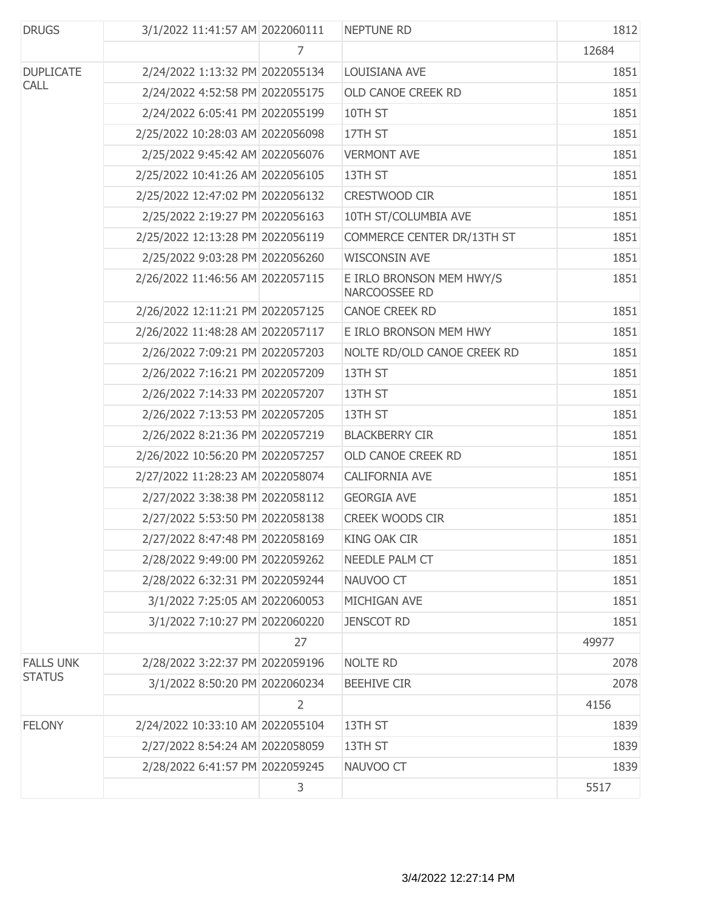| DRUGS | 3/1/2022 11:41:57 AM | 2022060111 | NEPTUNE RD | 1812 |
|---|---|---|---|---|
| | | 7 | | 12684 |
| DUPLICATE CALL | 2/24/2022 1:13:32 PM | 2022055134 | LOUISIANA AVE | 1851 |
| | 2/24/2022 4:52:58 PM | 2022055175 | OLD CANOE CREEK RD | 1851 |
| | 2/24/2022 6:05:41 PM | 2022055199 | 10TH ST | 1851 |
| | 2/25/2022 10:28:03 AM | 2022056098 | 17TH ST | 1851 |
| | 2/25/2022 9:45:42 AM | 2022056076 | VERMONT AVE | 1851 |
| | 2/25/2022 10:41:26 AM | 2022056105 | 13TH ST | 1851 |
| | 2/25/2022 12:47:02 PM | 2022056132 | CRESTWOOD CIR | 1851 |
| | 2/25/2022 2:19:27 PM | 2022056163 | 10TH ST/COLUMBIA AVE | 1851 |
| | 2/25/2022 12:13:28 PM | 2022056119 | COMMERCE CENTER DR/13TH ST | 1851 |
| | 2/25/2022 9:03:28 PM | 2022056260 | WISCONSIN AVE | 1851 |
| | 2/26/2022 11:46:56 AM | 2022057115 | E IRLO BRONSON MEM HWY/S NARCOOSSEE RD | 1851 |
| | 2/26/2022 12:11:21 PM | 2022057125 | CANOE CREEK RD | 1851 |
| | 2/26/2022 11:48:28 AM | 2022057117 | E IRLO BRONSON MEM HWY | 1851 |
| | 2/26/2022 7:09:21 PM | 2022057203 | NOLTE RD/OLD CANOE CREEK RD | 1851 |
| | 2/26/2022 7:16:21 PM | 2022057209 | 13TH ST | 1851 |
| | 2/26/2022 7:14:33 PM | 2022057207 | 13TH ST | 1851 |
| | 2/26/2022 7:13:53 PM | 2022057205 | 13TH ST | 1851 |
| | 2/26/2022 8:21:36 PM | 2022057219 | BLACKBERRY CIR | 1851 |
| | 2/26/2022 10:56:20 PM | 2022057257 | OLD CANOE CREEK RD | 1851 |
| | 2/27/2022 11:28:23 AM | 2022058074 | CALIFORNIA AVE | 1851 |
| | 2/27/2022 3:38:38 PM | 2022058112 | GEORGIA AVE | 1851 |
| | 2/27/2022 5:53:50 PM | 2022058138 | CREEK WOODS CIR | 1851 |
| | 2/27/2022 8:47:48 PM | 2022058169 | KING OAK CIR | 1851 |
| | 2/28/2022 9:49:00 PM | 2022059262 | NEEDLE PALM CT | 1851 |
| | 2/28/2022 6:32:31 PM | 2022059244 | NAUVOO CT | 1851 |
| | 3/1/2022 7:25:05 AM | 2022060053 | MICHIGAN AVE | 1851 |
| | 3/1/2022 7:10:27 PM | 2022060220 | JENSCOT RD | 1851 |
| | | 27 | | 49977 |
| FALLS UNK STATUS | 2/28/2022 3:22:37 PM | 2022059196 | NOLTE RD | 2078 |
| | 3/1/2022 8:50:20 PM | 2022060234 | BEEHIVE CIR | 2078 |
| | | 2 | | 4156 |
| FELONY | 2/24/2022 10:33:10 AM | 2022055104 | 13TH ST | 1839 |
| | 2/27/2022 8:54:24 AM | 2022058059 | 13TH ST | 1839 |
| | 2/28/2022 6:41:57 PM | 2022059245 | NAUVOO CT | 1839 |
| | | 3 | | 5517 |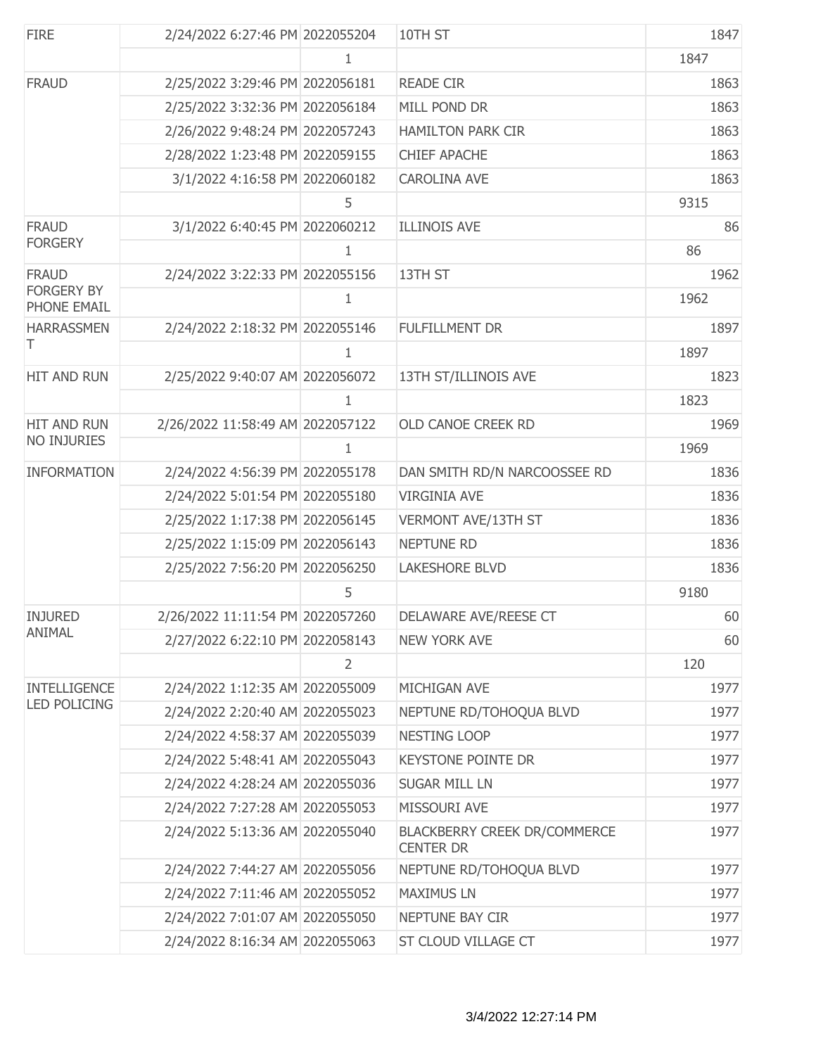| | | | | |
|---|---|---|---|---|
| FIRE | 2/24/2022 6:27:46 PM | 2022055204 | 10TH ST | 1847 |
| | | 1 | | 1847 |
| FRAUD | 2/25/2022 3:29:46 PM | 2022056181 | READE CIR | 1863 |
| | 2/25/2022 3:32:36 PM | 2022056184 | MILL POND DR | 1863 |
| | 2/26/2022 9:48:24 PM | 2022057243 | HAMILTON PARK CIR | 1863 |
| | 2/28/2022 1:23:48 PM | 2022059155 | CHIEF APACHE | 1863 |
| | 3/1/2022 4:16:58 PM | 2022060182 | CAROLINA AVE | 1863 |
| | | 5 | | 9315 |
| FRAUD FORGERY | 3/1/2022 6:40:45 PM | 2022060212 | ILLINOIS AVE | 86 |
| | | 1 | | 86 |
| FRAUD FORGERY BY PHONE EMAIL | 2/24/2022 3:22:33 PM | 2022055156 | 13TH ST | 1962 |
| | | 1 | | 1962 |
| HARRASSMENT | 2/24/2022 2:18:32 PM | 2022055146 | FULFILLMENT DR | 1897 |
| | | 1 | | 1897 |
| HIT AND RUN | 2/25/2022 9:40:07 AM | 2022056072 | 13TH ST/ILLINOIS AVE | 1823 |
| | | 1 | | 1823 |
| HIT AND RUN NO INJURIES | 2/26/2022 11:58:49 AM | 2022057122 | OLD CANOE CREEK RD | 1969 |
| | | 1 | | 1969 |
| INFORMATION | 2/24/2022 4:56:39 PM | 2022055178 | DAN SMITH RD/N NARCOOSSEE RD | 1836 |
| | 2/24/2022 5:01:54 PM | 2022055180 | VIRGINIA AVE | 1836 |
| | 2/25/2022 1:17:38 PM | 2022056145 | VERMONT AVE/13TH ST | 1836 |
| | 2/25/2022 1:15:09 PM | 2022056143 | NEPTUNE RD | 1836 |
| | 2/25/2022 7:56:20 PM | 2022056250 | LAKESHORE BLVD | 1836 |
| | | 5 | | 9180 |
| INJURED ANIMAL | 2/26/2022 11:11:54 PM | 2022057260 | DELAWARE AVE/REESE CT | 60 |
| | 2/27/2022 6:22:10 PM | 2022058143 | NEW YORK AVE | 60 |
| | | 2 | | 120 |
| INTELLIGENCE LED POLICING | 2/24/2022 1:12:35 AM | 2022055009 | MICHIGAN AVE | 1977 |
| | 2/24/2022 2:20:40 AM | 2022055023 | NEPTUNE RD/TOHOQUA BLVD | 1977 |
| | 2/24/2022 4:58:37 AM | 2022055039 | NESTING LOOP | 1977 |
| | 2/24/2022 5:48:41 AM | 2022055043 | KEYSTONE POINTE DR | 1977 |
| | 2/24/2022 4:28:24 AM | 2022055036 | SUGAR MILL LN | 1977 |
| | 2/24/2022 7:27:28 AM | 2022055053 | MISSOURI AVE | 1977 |
| | 2/24/2022 5:13:36 AM | 2022055040 | BLACKBERRY CREEK DR/COMMERCE CENTER DR | 1977 |
| | 2/24/2022 7:44:27 AM | 2022055056 | NEPTUNE RD/TOHOQUA BLVD | 1977 |
| | 2/24/2022 7:11:46 AM | 2022055052 | MAXIMUS LN | 1977 |
| | 2/24/2022 7:01:07 AM | 2022055050 | NEPTUNE BAY CIR | 1977 |
| | 2/24/2022 8:16:34 AM | 2022055063 | ST CLOUD VILLAGE CT | 1977 |

3/4/2022 12:27:14 PM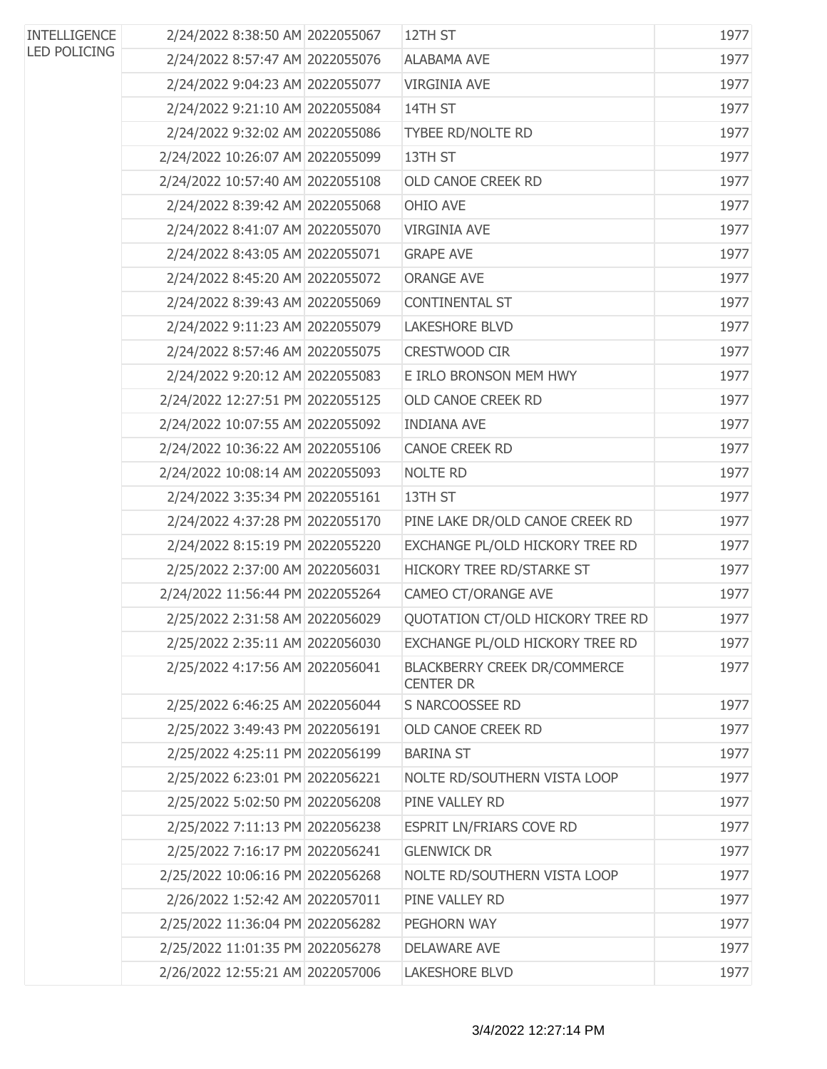| | | | | |
|---|---|---|---|---|
| INTELLIGENCE LED POLICING | 2/24/2022 8:38:50 AM | 2022055067 | 12TH ST | 1977 |
| | 2/24/2022 8:57:47 AM | 2022055076 | ALABAMA AVE | 1977 |
| | 2/24/2022 9:04:23 AM | 2022055077 | VIRGINIA AVE | 1977 |
| | 2/24/2022 9:21:10 AM | 2022055084 | 14TH ST | 1977 |
| | 2/24/2022 9:32:02 AM | 2022055086 | TYBEE RD/NOLTE RD | 1977 |
| | 2/24/2022 10:26:07 AM | 2022055099 | 13TH ST | 1977 |
| | 2/24/2022 10:57:40 AM | 2022055108 | OLD CANOE CREEK RD | 1977 |
| | 2/24/2022 8:39:42 AM | 2022055068 | OHIO AVE | 1977 |
| | 2/24/2022 8:41:07 AM | 2022055070 | VIRGINIA AVE | 1977 |
| | 2/24/2022 8:43:05 AM | 2022055071 | GRAPE AVE | 1977 |
| | 2/24/2022 8:45:20 AM | 2022055072 | ORANGE AVE | 1977 |
| | 2/24/2022 8:39:43 AM | 2022055069 | CONTINENTAL ST | 1977 |
| | 2/24/2022 9:11:23 AM | 2022055079 | LAKESHORE BLVD | 1977 |
| | 2/24/2022 8:57:46 AM | 2022055075 | CRESTWOOD CIR | 1977 |
| | 2/24/2022 9:20:12 AM | 2022055083 | E IRLO BRONSON MEM HWY | 1977 |
| | 2/24/2022 12:27:51 PM | 2022055125 | OLD CANOE CREEK RD | 1977 |
| | 2/24/2022 10:07:55 AM | 2022055092 | INDIANA AVE | 1977 |
| | 2/24/2022 10:36:22 AM | 2022055106 | CANOE CREEK RD | 1977 |
| | 2/24/2022 10:08:14 AM | 2022055093 | NOLTE RD | 1977 |
| | 2/24/2022 3:35:34 PM | 2022055161 | 13TH ST | 1977 |
| | 2/24/2022 4:37:28 PM | 2022055170 | PINE LAKE DR/OLD CANOE CREEK RD | 1977 |
| | 2/24/2022 8:15:19 PM | 2022055220 | EXCHANGE PL/OLD HICKORY TREE RD | 1977 |
| | 2/25/2022 2:37:00 AM | 2022056031 | HICKORY TREE RD/STARKE ST | 1977 |
| | 2/24/2022 11:56:44 PM | 2022055264 | CAMEO CT/ORANGE AVE | 1977 |
| | 2/25/2022 2:31:58 AM | 2022056029 | QUOTATION CT/OLD HICKORY TREE RD | 1977 |
| | 2/25/2022 2:35:11 AM | 2022056030 | EXCHANGE PL/OLD HICKORY TREE RD | 1977 |
| | 2/25/2022 4:17:56 AM | 2022056041 | BLACKBERRY CREEK DR/COMMERCE CENTER DR | 1977 |
| | 2/25/2022 6:46:25 AM | 2022056044 | S NARCOOSSEE RD | 1977 |
| | 2/25/2022 3:49:43 PM | 2022056191 | OLD CANOE CREEK RD | 1977 |
| | 2/25/2022 4:25:11 PM | 2022056199 | BARINA ST | 1977 |
| | 2/25/2022 6:23:01 PM | 2022056221 | NOLTE RD/SOUTHERN VISTA LOOP | 1977 |
| | 2/25/2022 5:02:50 PM | 2022056208 | PINE VALLEY RD | 1977 |
| | 2/25/2022 7:11:13 PM | 2022056238 | ESPRIT LN/FRIARS COVE RD | 1977 |
| | 2/25/2022 7:16:17 PM | 2022056241 | GLENWICK DR | 1977 |
| | 2/25/2022 10:06:16 PM | 2022056268 | NOLTE RD/SOUTHERN VISTA LOOP | 1977 |
| | 2/26/2022 1:52:42 AM | 2022057011 | PINE VALLEY RD | 1977 |
| | 2/25/2022 11:36:04 PM | 2022056282 | PEGHORN WAY | 1977 |
| | 2/25/2022 11:01:35 PM | 2022056278 | DELAWARE AVE | 1977 |
| | 2/26/2022 12:55:21 AM | 2022057006 | LAKESHORE BLVD | 1977 |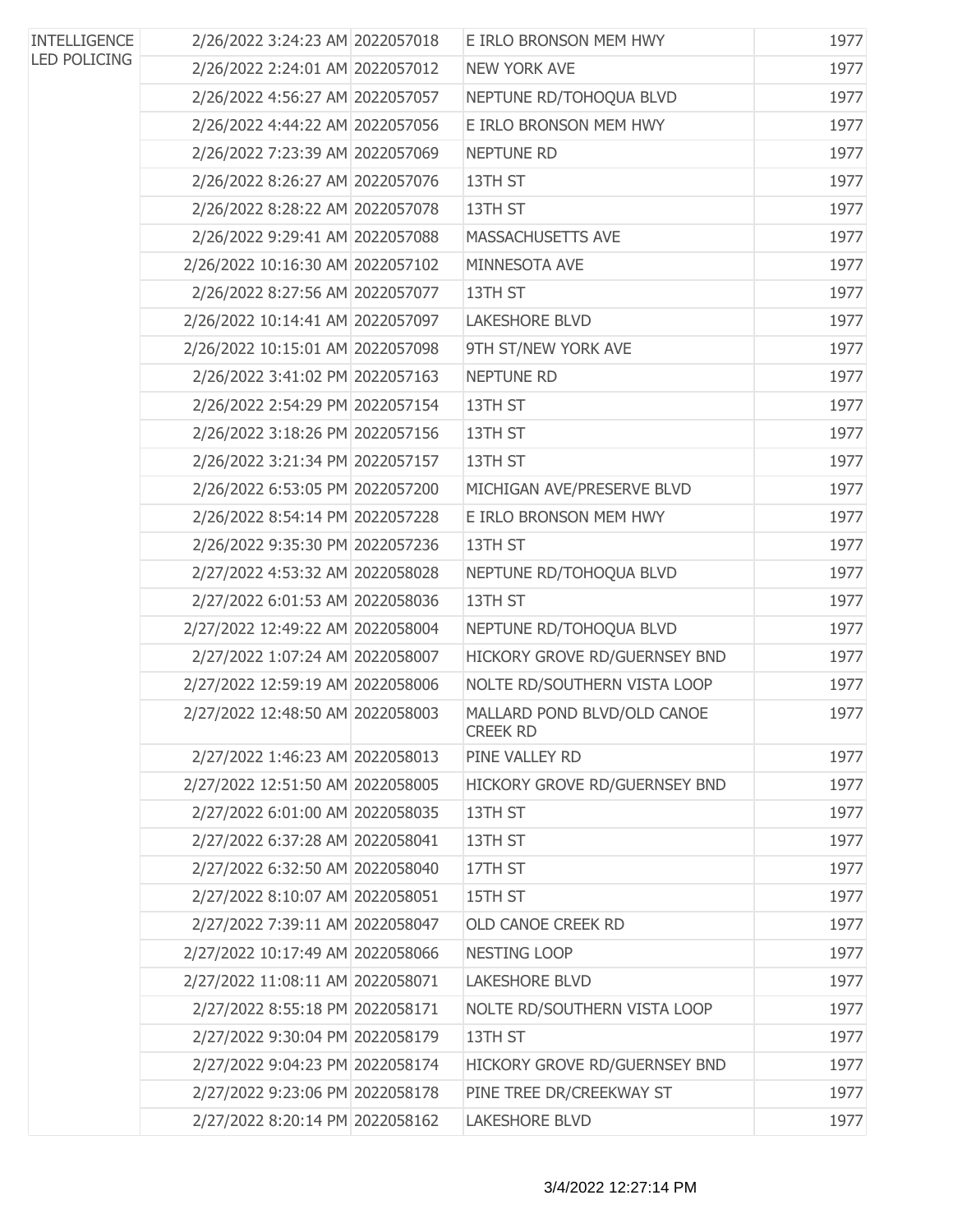| | | | | |
|---|---|---|---|---|
| INTELLIGENCE LED POLICING | 2/26/2022 3:24:23 AM | 2022057018 | E IRLO BRONSON MEM HWY | 1977 |
| | 2/26/2022 2:24:01 AM | 2022057012 | NEW YORK AVE | 1977 |
| | 2/26/2022 4:56:27 AM | 2022057057 | NEPTUNE RD/TOHOQUA BLVD | 1977 |
| | 2/26/2022 4:44:22 AM | 2022057056 | E IRLO BRONSON MEM HWY | 1977 |
| | 2/26/2022 7:23:39 AM | 2022057069 | NEPTUNE RD | 1977 |
| | 2/26/2022 8:26:27 AM | 2022057076 | 13TH ST | 1977 |
| | 2/26/2022 8:28:22 AM | 2022057078 | 13TH ST | 1977 |
| | 2/26/2022 9:29:41 AM | 2022057088 | MASSACHUSETTS AVE | 1977 |
| | 2/26/2022 10:16:30 AM | 2022057102 | MINNESOTA AVE | 1977 |
| | 2/26/2022 8:27:56 AM | 2022057077 | 13TH ST | 1977 |
| | 2/26/2022 10:14:41 AM | 2022057097 | LAKESHORE BLVD | 1977 |
| | 2/26/2022 10:15:01 AM | 2022057098 | 9TH ST/NEW YORK AVE | 1977 |
| | 2/26/2022 3:41:02 PM | 2022057163 | NEPTUNE RD | 1977 |
| | 2/26/2022 2:54:29 PM | 2022057154 | 13TH ST | 1977 |
| | 2/26/2022 3:18:26 PM | 2022057156 | 13TH ST | 1977 |
| | 2/26/2022 3:21:34 PM | 2022057157 | 13TH ST | 1977 |
| | 2/26/2022 6:53:05 PM | 2022057200 | MICHIGAN AVE/PRESERVE BLVD | 1977 |
| | 2/26/2022 8:54:14 PM | 2022057228 | E IRLO BRONSON MEM HWY | 1977 |
| | 2/26/2022 9:35:30 PM | 2022057236 | 13TH ST | 1977 |
| | 2/27/2022 4:53:32 AM | 2022058028 | NEPTUNE RD/TOHOQUA BLVD | 1977 |
| | 2/27/2022 6:01:53 AM | 2022058036 | 13TH ST | 1977 |
| | 2/27/2022 12:49:22 AM | 2022058004 | NEPTUNE RD/TOHOQUA BLVD | 1977 |
| | 2/27/2022 1:07:24 AM | 2022058007 | HICKORY GROVE RD/GUERNSEY BND | 1977 |
| | 2/27/2022 12:59:19 AM | 2022058006 | NOLTE RD/SOUTHERN VISTA LOOP | 1977 |
| | 2/27/2022 12:48:50 AM | 2022058003 | MALLARD POND BLVD/OLD CANOE CREEK RD | 1977 |
| | 2/27/2022 1:46:23 AM | 2022058013 | PINE VALLEY RD | 1977 |
| | 2/27/2022 12:51:50 AM | 2022058005 | HICKORY GROVE RD/GUERNSEY BND | 1977 |
| | 2/27/2022 6:01:00 AM | 2022058035 | 13TH ST | 1977 |
| | 2/27/2022 6:37:28 AM | 2022058041 | 13TH ST | 1977 |
| | 2/27/2022 6:32:50 AM | 2022058040 | 17TH ST | 1977 |
| | 2/27/2022 8:10:07 AM | 2022058051 | 15TH ST | 1977 |
| | 2/27/2022 7:39:11 AM | 2022058047 | OLD CANOE CREEK RD | 1977 |
| | 2/27/2022 10:17:49 AM | 2022058066 | NESTING LOOP | 1977 |
| | 2/27/2022 11:08:11 AM | 2022058071 | LAKESHORE BLVD | 1977 |
| | 2/27/2022 8:55:18 PM | 2022058171 | NOLTE RD/SOUTHERN VISTA LOOP | 1977 |
| | 2/27/2022 9:30:04 PM | 2022058179 | 13TH ST | 1977 |
| | 2/27/2022 9:04:23 PM | 2022058174 | HICKORY GROVE RD/GUERNSEY BND | 1977 |
| | 2/27/2022 9:23:06 PM | 2022058178 | PINE TREE DR/CREEKWAY ST | 1977 |
| | 2/27/2022 8:20:14 PM | 2022058162 | LAKESHORE BLVD | 1977 |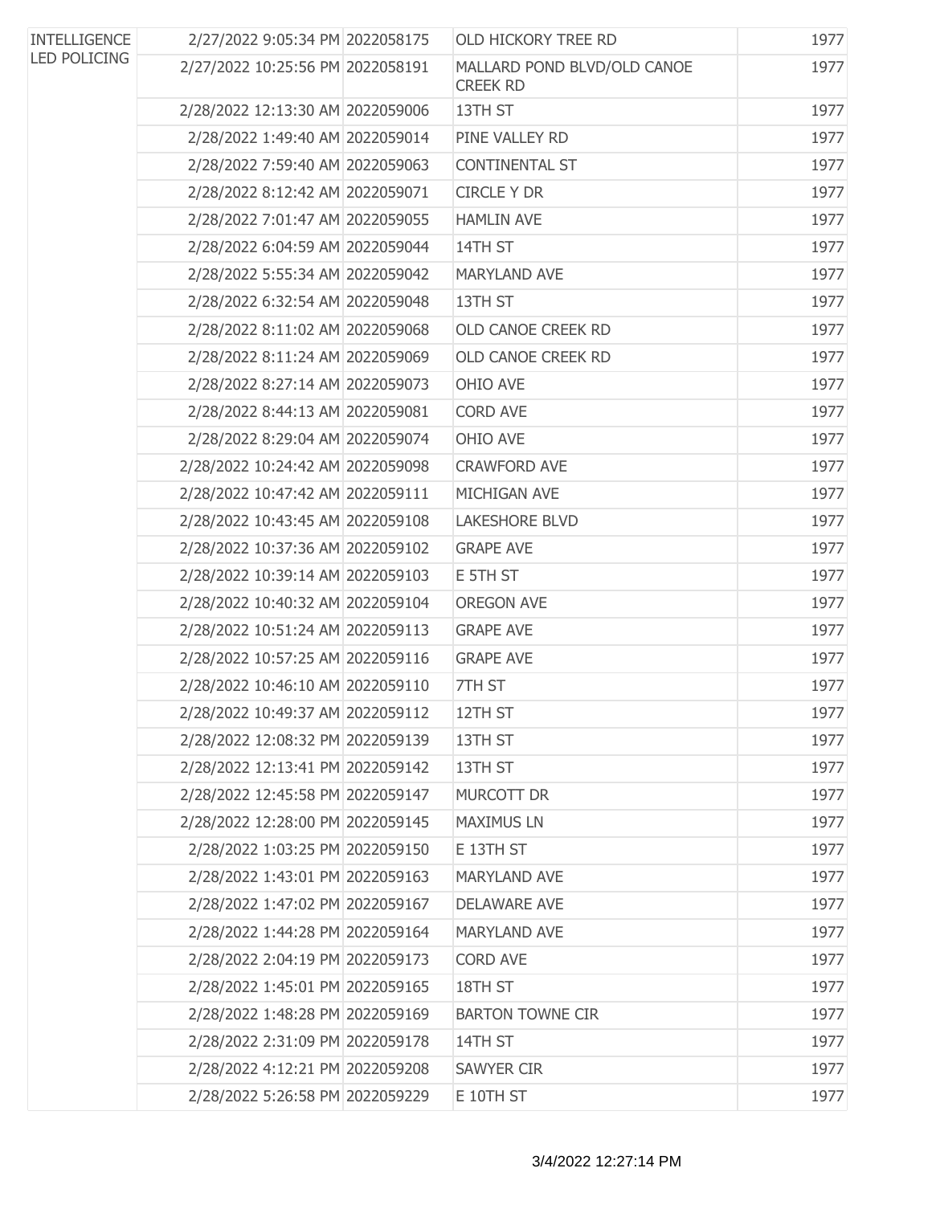| | | | | |
|---|---|---|---|---|
| INTELLIGENCE LED POLICING | 2/27/2022 9:05:34 PM | 2022058175 | OLD HICKORY TREE RD | 1977 |
| | 2/27/2022 10:25:56 PM | 2022058191 | MALLARD POND BLVD/OLD CANOE CREEK RD | 1977 |
| | 2/28/2022 12:13:30 AM | 2022059006 | 13TH ST | 1977 |
| | 2/28/2022 1:49:40 AM | 2022059014 | PINE VALLEY RD | 1977 |
| | 2/28/2022 7:59:40 AM | 2022059063 | CONTINENTAL ST | 1977 |
| | 2/28/2022 8:12:42 AM | 2022059071 | CIRCLE Y DR | 1977 |
| | 2/28/2022 7:01:47 AM | 2022059055 | HAMLIN AVE | 1977 |
| | 2/28/2022 6:04:59 AM | 2022059044 | 14TH ST | 1977 |
| | 2/28/2022 5:55:34 AM | 2022059042 | MARYLAND AVE | 1977 |
| | 2/28/2022 6:32:54 AM | 2022059048 | 13TH ST | 1977 |
| | 2/28/2022 8:11:02 AM | 2022059068 | OLD CANOE CREEK RD | 1977 |
| | 2/28/2022 8:11:24 AM | 2022059069 | OLD CANOE CREEK RD | 1977 |
| | 2/28/2022 8:27:14 AM | 2022059073 | OHIO AVE | 1977 |
| | 2/28/2022 8:44:13 AM | 2022059081 | CORD AVE | 1977 |
| | 2/28/2022 8:29:04 AM | 2022059074 | OHIO AVE | 1977 |
| | 2/28/2022 10:24:42 AM | 2022059098 | CRAWFORD AVE | 1977 |
| | 2/28/2022 10:47:42 AM | 2022059111 | MICHIGAN AVE | 1977 |
| | 2/28/2022 10:43:45 AM | 2022059108 | LAKESHORE BLVD | 1977 |
| | 2/28/2022 10:37:36 AM | 2022059102 | GRAPE AVE | 1977 |
| | 2/28/2022 10:39:14 AM | 2022059103 | E 5TH ST | 1977 |
| | 2/28/2022 10:40:32 AM | 2022059104 | OREGON AVE | 1977 |
| | 2/28/2022 10:51:24 AM | 2022059113 | GRAPE AVE | 1977 |
| | 2/28/2022 10:57:25 AM | 2022059116 | GRAPE AVE | 1977 |
| | 2/28/2022 10:46:10 AM | 2022059110 | 7TH ST | 1977 |
| | 2/28/2022 10:49:37 AM | 2022059112 | 12TH ST | 1977 |
| | 2/28/2022 12:08:32 PM | 2022059139 | 13TH ST | 1977 |
| | 2/28/2022 12:13:41 PM | 2022059142 | 13TH ST | 1977 |
| | 2/28/2022 12:45:58 PM | 2022059147 | MURCOTT DR | 1977 |
| | 2/28/2022 12:28:00 PM | 2022059145 | MAXIMUS LN | 1977 |
| | 2/28/2022 1:03:25 PM | 2022059150 | E 13TH ST | 1977 |
| | 2/28/2022 1:43:01 PM | 2022059163 | MARYLAND AVE | 1977 |
| | 2/28/2022 1:47:02 PM | 2022059167 | DELAWARE AVE | 1977 |
| | 2/28/2022 1:44:28 PM | 2022059164 | MARYLAND AVE | 1977 |
| | 2/28/2022 2:04:19 PM | 2022059173 | CORD AVE | 1977 |
| | 2/28/2022 1:45:01 PM | 2022059165 | 18TH ST | 1977 |
| | 2/28/2022 1:48:28 PM | 2022059169 | BARTON TOWNE CIR | 1977 |
| | 2/28/2022 2:31:09 PM | 2022059178 | 14TH ST | 1977 |
| | 2/28/2022 4:12:21 PM | 2022059208 | SAWYER CIR | 1977 |
| | 2/28/2022 5:26:58 PM | 2022059229 | E 10TH ST | 1977 |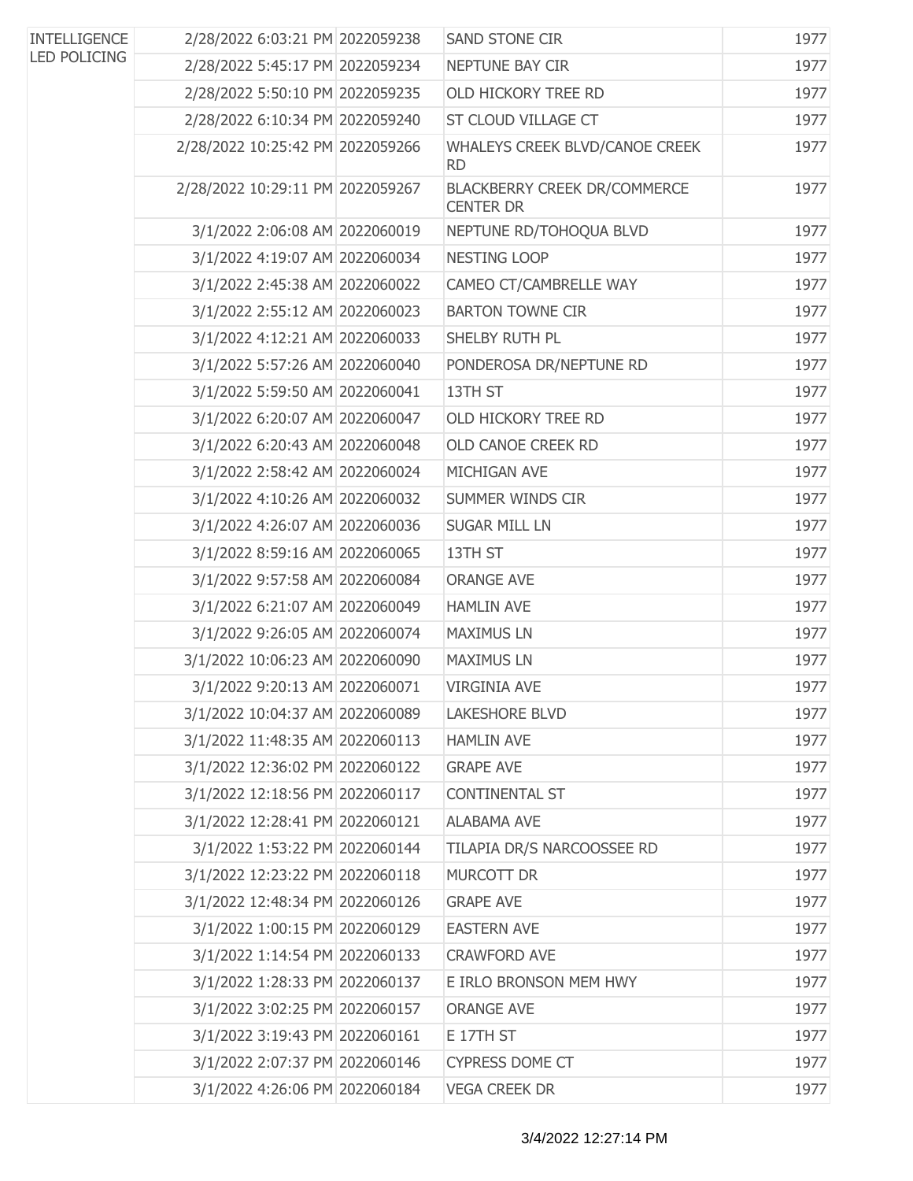| | | | | |
|---|---|---|---|---|
| INTELLIGENCE LED POLICING | 2/28/2022 6:03:21 PM | 2022059238 | SAND STONE CIR | 1977 |
| | 2/28/2022 5:45:17 PM | 2022059234 | NEPTUNE BAY CIR | 1977 |
| | 2/28/2022 5:50:10 PM | 2022059235 | OLD HICKORY TREE RD | 1977 |
| | 2/28/2022 6:10:34 PM | 2022059240 | ST CLOUD VILLAGE CT | 1977 |
| | 2/28/2022 10:25:42 PM | 2022059266 | WHALEYS CREEK BLVD/CANOE CREEK RD | 1977 |
| | 2/28/2022 10:29:11 PM | 2022059267 | BLACKBERRY CREEK DR/COMMERCE CENTER DR | 1977 |
| | 3/1/2022 2:06:08 AM | 2022060019 | NEPTUNE RD/TOHOQUA BLVD | 1977 |
| | 3/1/2022 4:19:07 AM | 2022060034 | NESTING LOOP | 1977 |
| | 3/1/2022 2:45:38 AM | 2022060022 | CAMEO CT/CAMBRELLE WAY | 1977 |
| | 3/1/2022 2:55:12 AM | 2022060023 | BARTON TOWNE CIR | 1977 |
| | 3/1/2022 4:12:21 AM | 2022060033 | SHELBY RUTH PL | 1977 |
| | 3/1/2022 5:57:26 AM | 2022060040 | PONDEROSA DR/NEPTUNE RD | 1977 |
| | 3/1/2022 5:59:50 AM | 2022060041 | 13TH ST | 1977 |
| | 3/1/2022 6:20:07 AM | 2022060047 | OLD HICKORY TREE RD | 1977 |
| | 3/1/2022 6:20:43 AM | 2022060048 | OLD CANOE CREEK RD | 1977 |
| | 3/1/2022 2:58:42 AM | 2022060024 | MICHIGAN AVE | 1977 |
| | 3/1/2022 4:10:26 AM | 2022060032 | SUMMER WINDS CIR | 1977 |
| | 3/1/2022 4:26:07 AM | 2022060036 | SUGAR MILL LN | 1977 |
| | 3/1/2022 8:59:16 AM | 2022060065 | 13TH ST | 1977 |
| | 3/1/2022 9:57:58 AM | 2022060084 | ORANGE AVE | 1977 |
| | 3/1/2022 6:21:07 AM | 2022060049 | HAMLIN AVE | 1977 |
| | 3/1/2022 9:26:05 AM | 2022060074 | MAXIMUS LN | 1977 |
| | 3/1/2022 10:06:23 AM | 2022060090 | MAXIMUS LN | 1977 |
| | 3/1/2022 9:20:13 AM | 2022060071 | VIRGINIA AVE | 1977 |
| | 3/1/2022 10:04:37 AM | 2022060089 | LAKESHORE BLVD | 1977 |
| | 3/1/2022 11:48:35 AM | 2022060113 | HAMLIN AVE | 1977 |
| | 3/1/2022 12:36:02 PM | 2022060122 | GRAPE AVE | 1977 |
| | 3/1/2022 12:18:56 PM | 2022060117 | CONTINENTAL ST | 1977 |
| | 3/1/2022 12:28:41 PM | 2022060121 | ALABAMA AVE | 1977 |
| | 3/1/2022 1:53:22 PM | 2022060144 | TILAPIA DR/S NARCOOSSEE RD | 1977 |
| | 3/1/2022 12:23:22 PM | 2022060118 | MURCOTT DR | 1977 |
| | 3/1/2022 12:48:34 PM | 2022060126 | GRAPE AVE | 1977 |
| | 3/1/2022 1:00:15 PM | 2022060129 | EASTERN AVE | 1977 |
| | 3/1/2022 1:14:54 PM | 2022060133 | CRAWFORD AVE | 1977 |
| | 3/1/2022 1:28:33 PM | 2022060137 | E IRLO BRONSON MEM HWY | 1977 |
| | 3/1/2022 3:02:25 PM | 2022060157 | ORANGE AVE | 1977 |
| | 3/1/2022 3:19:43 PM | 2022060161 | E 17TH ST | 1977 |
| | 3/1/2022 2:07:37 PM | 2022060146 | CYPRESS DOME CT | 1977 |
| | 3/1/2022 4:26:06 PM | 2022060184 | VEGA CREEK DR | 1977 |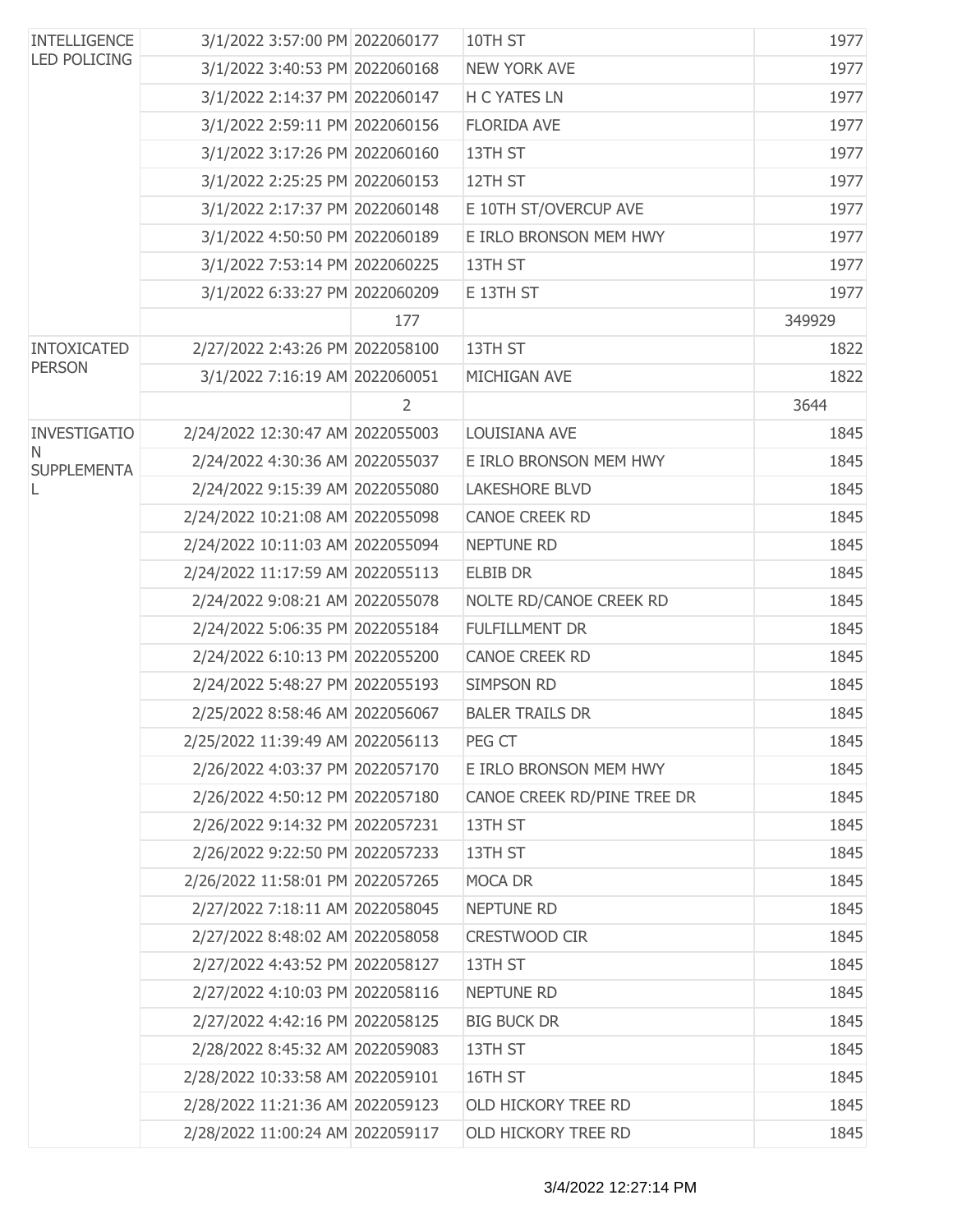| | | | | |
|---|---|---|---|---|
| INTELLIGENCE LED POLICING | 3/1/2022 3:57:00 PM | 2022060177 | 10TH ST | 1977 |
| | 3/1/2022 3:40:53 PM | 2022060168 | NEW YORK AVE | 1977 |
| | 3/1/2022 2:14:37 PM | 2022060147 | H C YATES LN | 1977 |
| | 3/1/2022 2:59:11 PM | 2022060156 | FLORIDA AVE | 1977 |
| | 3/1/2022 3:17:26 PM | 2022060160 | 13TH ST | 1977 |
| | 3/1/2022 2:25:25 PM | 2022060153 | 12TH ST | 1977 |
| | 3/1/2022 2:17:37 PM | 2022060148 | E 10TH ST/OVERCUP AVE | 1977 |
| | 3/1/2022 4:50:50 PM | 2022060189 | E IRLO BRONSON MEM HWY | 1977 |
| | 3/1/2022 7:53:14 PM | 2022060225 | 13TH ST | 1977 |
| | 3/1/2022 6:33:27 PM | 2022060209 | E 13TH ST | 1977 |
| | | 177 | | 349929 |
| INTOXICATED PERSON | 2/27/2022 2:43:26 PM | 2022058100 | 13TH ST | 1822 |
| | 3/1/2022 7:16:19 AM | 2022060051 | MICHIGAN AVE | 1822 |
| | | 2 | | 3644 |
| INVESTIGATION SUPPLEMENTAL | 2/24/2022 12:30:47 AM | 2022055003 | LOUISIANA AVE | 1845 |
| | 2/24/2022 4:30:36 AM | 2022055037 | E IRLO BRONSON MEM HWY | 1845 |
| | 2/24/2022 9:15:39 AM | 2022055080 | LAKESHORE BLVD | 1845 |
| | 2/24/2022 10:21:08 AM | 2022055098 | CANOE CREEK RD | 1845 |
| | 2/24/2022 10:11:03 AM | 2022055094 | NEPTUNE RD | 1845 |
| | 2/24/2022 11:17:59 AM | 2022055113 | ELBIB DR | 1845 |
| | 2/24/2022 9:08:21 AM | 2022055078 | NOLTE RD/CANOE CREEK RD | 1845 |
| | 2/24/2022 5:06:35 PM | 2022055184 | FULFILLMENT DR | 1845 |
| | 2/24/2022 6:10:13 PM | 2022055200 | CANOE CREEK RD | 1845 |
| | 2/24/2022 5:48:27 PM | 2022055193 | SIMPSON RD | 1845 |
| | 2/25/2022 8:58:46 AM | 2022056067 | BALER TRAILS DR | 1845 |
| | 2/25/2022 11:39:49 AM | 2022056113 | PEG CT | 1845 |
| | 2/26/2022 4:03:37 PM | 2022057170 | E IRLO BRONSON MEM HWY | 1845 |
| | 2/26/2022 4:50:12 PM | 2022057180 | CANOE CREEK RD/PINE TREE DR | 1845 |
| | 2/26/2022 9:14:32 PM | 2022057231 | 13TH ST | 1845 |
| | 2/26/2022 9:22:50 PM | 2022057233 | 13TH ST | 1845 |
| | 2/26/2022 11:58:01 PM | 2022057265 | MOCA DR | 1845 |
| | 2/27/2022 7:18:11 AM | 2022058045 | NEPTUNE RD | 1845 |
| | 2/27/2022 8:48:02 AM | 2022058058 | CRESTWOOD CIR | 1845 |
| | 2/27/2022 4:43:52 PM | 2022058127 | 13TH ST | 1845 |
| | 2/27/2022 4:10:03 PM | 2022058116 | NEPTUNE RD | 1845 |
| | 2/27/2022 4:42:16 PM | 2022058125 | BIG BUCK DR | 1845 |
| | 2/28/2022 8:45:32 AM | 2022059083 | 13TH ST | 1845 |
| | 2/28/2022 10:33:58 AM | 2022059101 | 16TH ST | 1845 |
| | 2/28/2022 11:21:36 AM | 2022059123 | OLD HICKORY TREE RD | 1845 |
| | 2/28/2022 11:00:24 AM | 2022059117 | OLD HICKORY TREE RD | 1845 |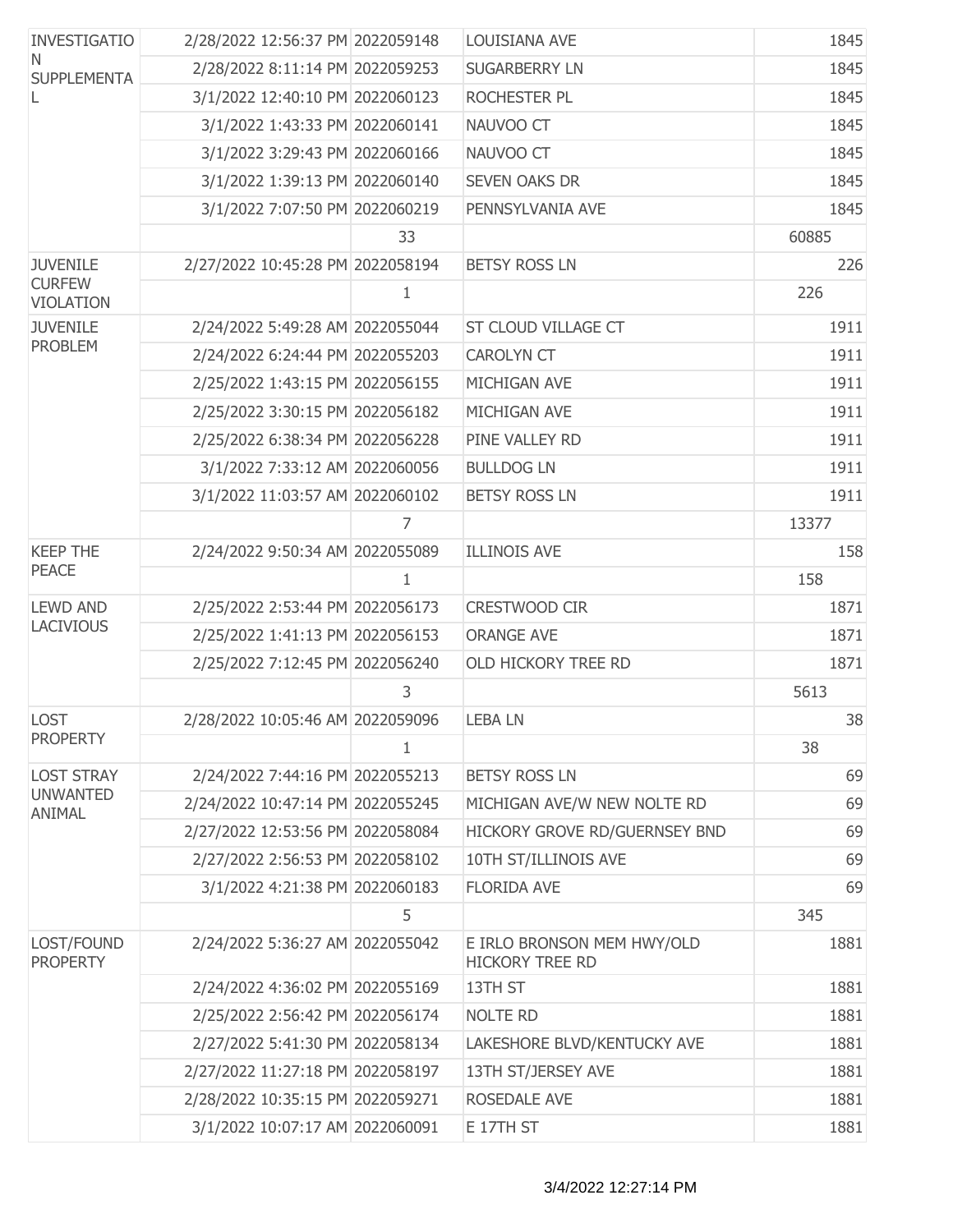| | | | | |
|---|---|---|---|---|
| INVESTIGATION SUPPLEMENTAL | 2/28/2022 12:56:37 PM | 2022059148 | LOUISIANA AVE | 1845 |
| | 2/28/2022 8:11:14 PM | 2022059253 | SUGARBERRY LN | 1845 |
| | 3/1/2022 12:40:10 PM | 2022060123 | ROCHESTER PL | 1845 |
| | 3/1/2022 1:43:33 PM | 2022060141 | NAUVOO CT | 1845 |
| | 3/1/2022 3:29:43 PM | 2022060166 | NAUVOO CT | 1845 |
| | 3/1/2022 1:39:13 PM | 2022060140 | SEVEN OAKS DR | 1845 |
| | 3/1/2022 7:07:50 PM | 2022060219 | PENNSYLVANIA AVE | 1845 |
| | | 33 | | 60885 |
| JUVENILE CURFEW VIOLATION | 2/27/2022 10:45:28 PM | 2022058194 | BETSY ROSS LN | 226 |
| | | 1 | | 226 |
| JUVENILE PROBLEM | 2/24/2022 5:49:28 AM | 2022055044 | ST CLOUD VILLAGE CT | 1911 |
| | 2/24/2022 6:24:44 PM | 2022055203 | CAROLYN CT | 1911 |
| | 2/25/2022 1:43:15 PM | 2022056155 | MICHIGAN AVE | 1911 |
| | 2/25/2022 3:30:15 PM | 2022056182 | MICHIGAN AVE | 1911 |
| | 2/25/2022 6:38:34 PM | 2022056228 | PINE VALLEY RD | 1911 |
| | 3/1/2022 7:33:12 AM | 2022060056 | BULLDOG LN | 1911 |
| | 3/1/2022 11:03:57 AM | 2022060102 | BETSY ROSS LN | 1911 |
| | | 7 | | 13377 |
| KEEP THE PEACE | 2/24/2022 9:50:34 AM | 2022055089 | ILLINOIS AVE | 158 |
| | | 1 | | 158 |
| LEWD AND LACIVIOUS | 2/25/2022 2:53:44 PM | 2022056173 | CRESTWOOD CIR | 1871 |
| | 2/25/2022 1:41:13 PM | 2022056153 | ORANGE AVE | 1871 |
| | 2/25/2022 7:12:45 PM | 2022056240 | OLD HICKORY TREE RD | 1871 |
| | | 3 | | 5613 |
| LOST PROPERTY | 2/28/2022 10:05:46 AM | 2022059096 | LEBA LN | 38 |
| | | 1 | | 38 |
| LOST STRAY UNWANTED ANIMAL | 2/24/2022 7:44:16 PM | 2022055213 | BETSY ROSS LN | 69 |
| | 2/24/2022 10:47:14 PM | 2022055245 | MICHIGAN AVE/W NEW NOLTE RD | 69 |
| | 2/27/2022 12:53:56 PM | 2022058084 | HICKORY GROVE RD/GUERNSEY BND | 69 |
| | 2/27/2022 2:56:53 PM | 2022058102 | 10TH ST/ILLINOIS AVE | 69 |
| | 3/1/2022 4:21:38 PM | 2022060183 | FLORIDA AVE | 69 |
| | | 5 | | 345 |
| LOST/FOUND PROPERTY | 2/24/2022 5:36:27 AM | 2022055042 | E IRLO BRONSON MEM HWY/OLD HICKORY TREE RD | 1881 |
| | 2/24/2022 4:36:02 PM | 2022055169 | 13TH ST | 1881 |
| | 2/25/2022 2:56:42 PM | 2022056174 | NOLTE RD | 1881 |
| | 2/27/2022 5:41:30 PM | 2022058134 | LAKESHORE BLVD/KENTUCKY AVE | 1881 |
| | 2/27/2022 11:27:18 PM | 2022058197 | 13TH ST/JERSEY AVE | 1881 |
| | 2/28/2022 10:35:15 PM | 2022059271 | ROSEDALE AVE | 1881 |
| | 3/1/2022 10:07:17 AM | 2022060091 | E 17TH ST | 1881 |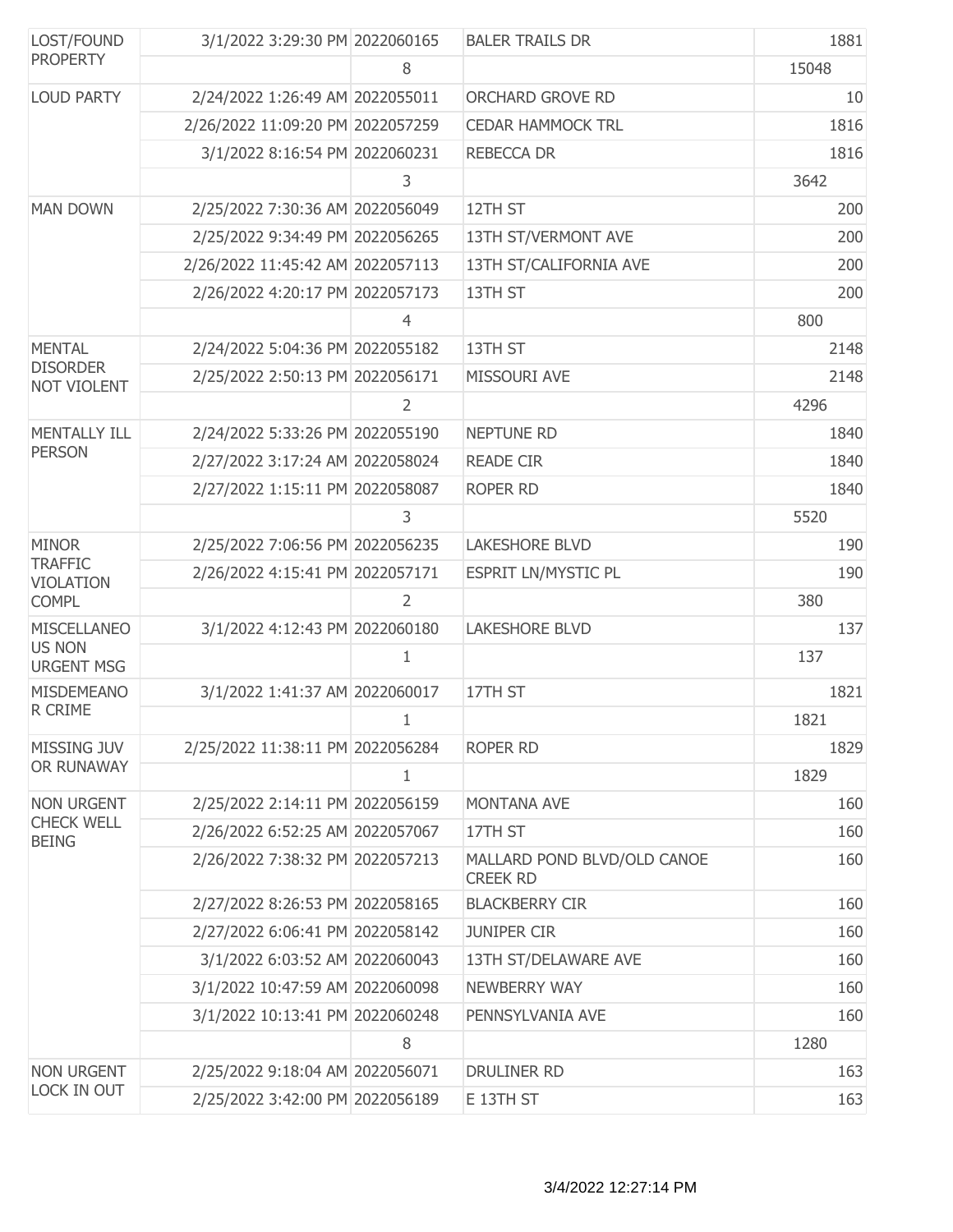| | | | | |
|---|---|---|---|---|
| LOST/FOUND PROPERTY | 3/1/2022 3:29:30 PM | 2022060165 | BALER TRAILS DR | 1881 |
| | | 8 | | 15048 |
| LOUD PARTY | 2/24/2022 1:26:49 AM | 2022055011 | ORCHARD GROVE RD | 10 |
| | 2/26/2022 11:09:20 PM | 2022057259 | CEDAR HAMMOCK TRL | 1816 |
| | 3/1/2022 8:16:54 PM | 2022060231 | REBECCA DR | 1816 |
| | | 3 | | 3642 |
| MAN DOWN | 2/25/2022 7:30:36 AM | 2022056049 | 12TH ST | 200 |
| | 2/25/2022 9:34:49 PM | 2022056265 | 13TH ST/VERMONT AVE | 200 |
| | 2/26/2022 11:45:42 AM | 2022057113 | 13TH ST/CALIFORNIA AVE | 200 |
| | 2/26/2022 4:20:17 PM | 2022057173 | 13TH ST | 200 |
| | | 4 | | 800 |
| MENTAL DISORDER NOT VIOLENT | 2/24/2022 5:04:36 PM | 2022055182 | 13TH ST | 2148 |
| | 2/25/2022 2:50:13 PM | 2022056171 | MISSOURI AVE | 2148 |
| | | 2 | | 4296 |
| MENTALLY ILL PERSON | 2/24/2022 5:33:26 PM | 2022055190 | NEPTUNE RD | 1840 |
| | 2/27/2022 3:17:24 AM | 2022058024 | READE CIR | 1840 |
| | 2/27/2022 1:15:11 PM | 2022058087 | ROPER RD | 1840 |
| | | 3 | | 5520 |
| MINOR TRAFFIC VIOLATION COMPL | 2/25/2022 7:06:56 PM | 2022056235 | LAKESHORE BLVD | 190 |
| | 2/26/2022 4:15:41 PM | 2022057171 | ESPRIT LN/MYSTIC PL | 190 |
| | | 2 | | 380 |
| MISCELLANEOUS NON URGENT MSG | 3/1/2022 4:12:43 PM | 2022060180 | LAKESHORE BLVD | 137 |
| | | 1 | | 137 |
| MISDEMEANOR CRIME | 3/1/2022 1:41:37 AM | 2022060017 | 17TH ST | 1821 |
| | | 1 | | 1821 |
| MISSING JUV OR RUNAWAY | 2/25/2022 11:38:11 PM | 2022056284 | ROPER RD | 1829 |
| | | 1 | | 1829 |
| NON URGENT CHECK WELL BEING | 2/25/2022 2:14:11 PM | 2022056159 | MONTANA AVE | 160 |
| | 2/26/2022 6:52:25 AM | 2022057067 | 17TH ST | 160 |
| | 2/26/2022 7:38:32 PM | 2022057213 | MALLARD POND BLVD/OLD CANOE CREEK RD | 160 |
| | 2/27/2022 8:26:53 PM | 2022058165 | BLACKBERRY CIR | 160 |
| | 2/27/2022 6:06:41 PM | 2022058142 | JUNIPER CIR | 160 |
| | 3/1/2022 6:03:52 AM | 2022060043 | 13TH ST/DELAWARE AVE | 160 |
| | 3/1/2022 10:47:59 AM | 2022060098 | NEWBERRY WAY | 160 |
| | 3/1/2022 10:13:41 PM | 2022060248 | PENNSYLVANIA AVE | 160 |
| | | 8 | | 1280 |
| NON URGENT LOCK IN OUT | 2/25/2022 9:18:04 AM | 2022056071 | DRULINER RD | 163 |
| | 2/25/2022 3:42:00 PM | 2022056189 | E 13TH ST | 163 |

3/4/2022 12:27:14 PM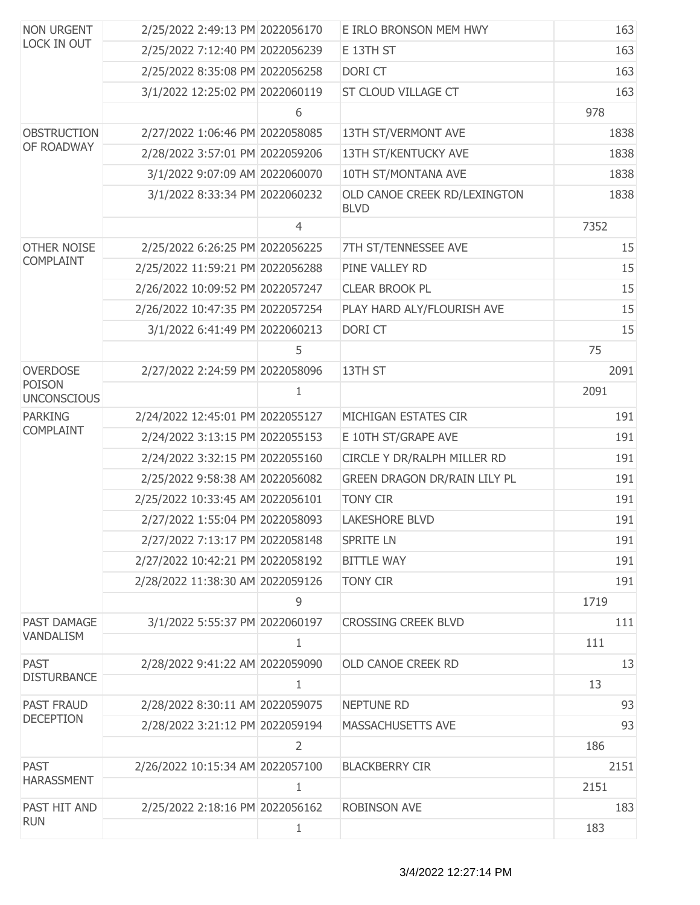| | | | | |
|---|---|---|---|---|
| NON URGENT LOCK IN OUT | 2/25/2022 2:49:13 PM | 2022056170 | E IRLO BRONSON MEM HWY | 163 |
| | 2/25/2022 7:12:40 PM | 2022056239 | E 13TH ST | 163 |
| | 2/25/2022 8:35:08 PM | 2022056258 | DORI CT | 163 |
| | 3/1/2022 12:25:02 PM | 2022060119 | ST CLOUD VILLAGE CT | 163 |
| | | 6 | | 978 |
| OBSTRUCTION OF ROADWAY | 2/27/2022 1:06:46 PM | 2022058085 | 13TH ST/VERMONT AVE | 1838 |
| | 2/28/2022 3:57:01 PM | 2022059206 | 13TH ST/KENTUCKY AVE | 1838 |
| | 3/1/2022 9:07:09 AM | 2022060070 | 10TH ST/MONTANA AVE | 1838 |
| | 3/1/2022 8:33:34 PM | 2022060232 | OLD CANOE CREEK RD/LEXINGTON BLVD | 1838 |
| | | 4 | | 7352 |
| OTHER NOISE COMPLAINT | 2/25/2022 6:26:25 PM | 2022056225 | 7TH ST/TENNESSEE AVE | 15 |
| | 2/25/2022 11:59:21 PM | 2022056288 | PINE VALLEY RD | 15 |
| | 2/26/2022 10:09:52 PM | 2022057247 | CLEAR BROOK PL | 15 |
| | 2/26/2022 10:47:35 PM | 2022057254 | PLAY HARD ALY/FLOURISH AVE | 15 |
| | 3/1/2022 6:41:49 PM | 2022060213 | DORI CT | 15 |
| | | 5 | | 75 |
| OVERDOSE POISON UNCONSCIOUS | 2/27/2022 2:24:59 PM | 2022058096 | 13TH ST | 2091 |
| | | 1 | | 2091 |
| PARKING COMPLAINT | 2/24/2022 12:45:01 PM | 2022055127 | MICHIGAN ESTATES CIR | 191 |
| | 2/24/2022 3:13:15 PM | 2022055153 | E 10TH ST/GRAPE AVE | 191 |
| | 2/24/2022 3:32:15 PM | 2022055160 | CIRCLE Y DR/RALPH MILLER RD | 191 |
| | 2/25/2022 9:58:38 AM | 2022056082 | GREEN DRAGON DR/RAIN LILY PL | 191 |
| | 2/25/2022 10:33:45 AM | 2022056101 | TONY CIR | 191 |
| | 2/27/2022 1:55:04 PM | 2022058093 | LAKESHORE BLVD | 191 |
| | 2/27/2022 7:13:17 PM | 2022058148 | SPRITE LN | 191 |
| | 2/27/2022 10:42:21 PM | 2022058192 | BITTLE WAY | 191 |
| | 2/28/2022 11:38:30 AM | 2022059126 | TONY CIR | 191 |
| | | 9 | | 1719 |
| PAST DAMAGE VANDALISM | 3/1/2022 5:55:37 PM | 2022060197 | CROSSING CREEK BLVD | 111 |
| | | 1 | | 111 |
| PAST DISTURBANCE | 2/28/2022 9:41:22 AM | 2022059090 | OLD CANOE CREEK RD | 13 |
| | | 1 | | 13 |
| PAST FRAUD DECEPTION | 2/28/2022 8:30:11 AM | 2022059075 | NEPTUNE RD | 93 |
| | 2/28/2022 3:21:12 PM | 2022059194 | MASSACHUSETTS AVE | 93 |
| | | 2 | | 186 |
| PAST HARASSMENT | 2/26/2022 10:15:34 AM | 2022057100 | BLACKBERRY CIR | 2151 |
| | | 1 | | 2151 |
| PAST HIT AND RUN | 2/25/2022 2:18:16 PM | 2022056162 | ROBINSON AVE | 183 |
| | | 1 | | 183 |

3/4/2022 12:27:14 PM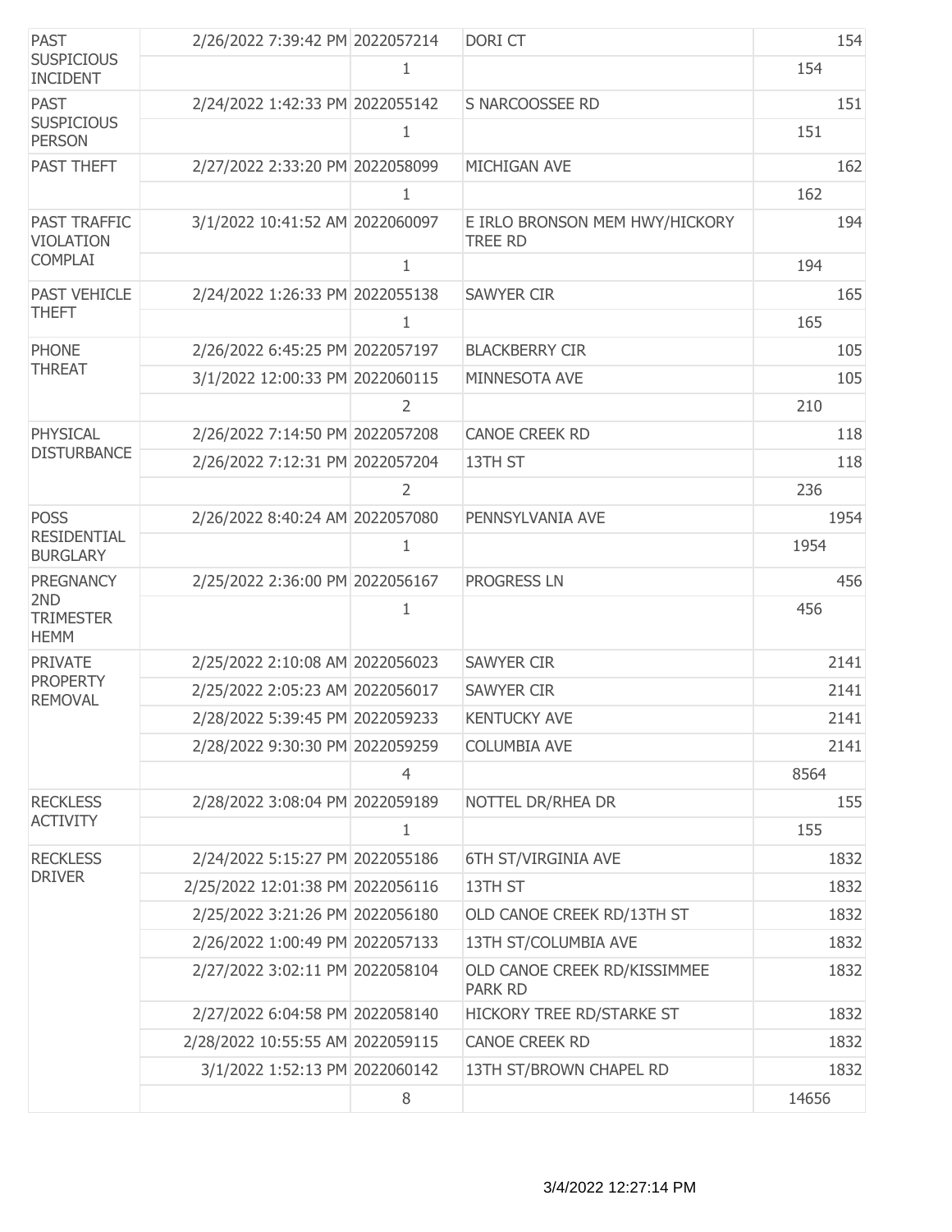| | | | | |
|---|---|---|---|---|
| PAST SUSPICIOUS INCIDENT | 2/26/2022 7:39:42 PM | 2022057214 | DORI CT | 154 |
| | | 1 | | 154 |
| PAST SUSPICIOUS PERSON | 2/24/2022 1:42:33 PM | 2022055142 | S NARCOOSSEE RD | 151 |
| | | 1 | | 151 |
| PAST THEFT | 2/27/2022 2:33:20 PM | 2022058099 | MICHIGAN AVE | 162 |
| | | 1 | | 162 |
| PAST TRAFFIC VIOLATION COMPLAI | 3/1/2022 10:41:52 AM | 2022060097 | E IRLO BRONSON MEM HWY/HICKORY TREE RD | 194 |
| | | 1 | | 194 |
| PAST VEHICLE THEFT | 2/24/2022 1:26:33 PM | 2022055138 | SAWYER CIR | 165 |
| | | 1 | | 165 |
| PHONE THREAT | 2/26/2022 6:45:25 PM | 2022057197 | BLACKBERRY CIR | 105 |
| | 3/1/2022 12:00:33 PM | 2022060115 | MINNESOTA AVE | 105 |
| | | 2 | | 210 |
| PHYSICAL DISTURBANCE | 2/26/2022 7:14:50 PM | 2022057208 | CANOE CREEK RD | 118 |
| | 2/26/2022 7:12:31 PM | 2022057204 | 13TH ST | 118 |
| | | 2 | | 236 |
| POSS RESIDENTIAL BURGLARY | 2/26/2022 8:40:24 AM | 2022057080 | PENNSYLVANIA AVE | 1954 |
| | | 1 | | 1954 |
| PREGNANCY 2ND TRIMESTER HEMM | 2/25/2022 2:36:00 PM | 2022056167 | PROGRESS LN | 456 |
| | | 1 | | 456 |
| PRIVATE PROPERTY REMOVAL | 2/25/2022 2:10:08 AM | 2022056023 | SAWYER CIR | 2141 |
| | 2/25/2022 2:05:23 AM | 2022056017 | SAWYER CIR | 2141 |
| | 2/28/2022 5:39:45 PM | 2022059233 | KENTUCKY AVE | 2141 |
| | 2/28/2022 9:30:30 PM | 2022059259 | COLUMBIA AVE | 2141 |
| | | 4 | | 8564 |
| RECKLESS ACTIVITY | 2/28/2022 3:08:04 PM | 2022059189 | NOTTEL DR/RHEA DR | 155 |
| | | 1 | | 155 |
| RECKLESS DRIVER | 2/24/2022 5:15:27 PM | 2022055186 | 6TH ST/VIRGINIA AVE | 1832 |
| | 2/25/2022 12:01:38 PM | 2022056116 | 13TH ST | 1832 |
| | 2/25/2022 3:21:26 PM | 2022056180 | OLD CANOE CREEK RD/13TH ST | 1832 |
| | 2/26/2022 1:00:49 PM | 2022057133 | 13TH ST/COLUMBIA AVE | 1832 |
| | 2/27/2022 3:02:11 PM | 2022058104 | OLD CANOE CREEK RD/KISSIMMEE PARK RD | 1832 |
| | 2/27/2022 6:04:58 PM | 2022058140 | HICKORY TREE RD/STARKE ST | 1832 |
| | 2/28/2022 10:55:55 AM | 2022059115 | CANOE CREEK RD | 1832 |
| | 3/1/2022 1:52:13 PM | 2022060142 | 13TH ST/BROWN CHAPEL RD | 1832 |
| | | 8 | | 14656 |

3/4/2022 12:27:14 PM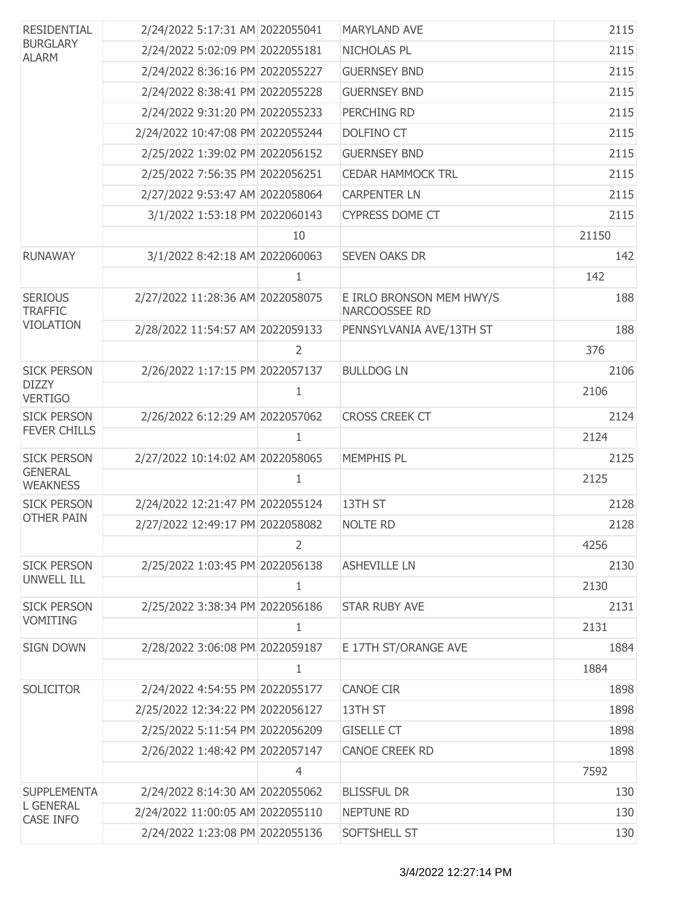| | | | | |
|---|---|---|---|---|
| RESIDENTIAL BURGLARY ALARM | 2/24/2022 5:17:31 AM | 2022055041 | MARYLAND AVE | 2115 |
| | 2/24/2022 5:02:09 PM | 2022055181 | NICHOLAS PL | 2115 |
| | 2/24/2022 8:36:16 PM | 2022055227 | GUERNSEY BND | 2115 |
| | 2/24/2022 8:38:41 PM | 2022055228 | GUERNSEY BND | 2115 |
| | 2/24/2022 9:31:20 PM | 2022055233 | PERCHING RD | 2115 |
| | 2/24/2022 10:47:08 PM | 2022055244 | DOLFINO CT | 2115 |
| | 2/25/2022 1:39:02 PM | 2022056152 | GUERNSEY BND | 2115 |
| | 2/25/2022 7:56:35 PM | 2022056251 | CEDAR HAMMOCK TRL | 2115 |
| | 2/27/2022 9:53:47 AM | 2022058064 | CARPENTER LN | 2115 |
| | 3/1/2022 1:53:18 PM | 2022060143 | CYPRESS DOME CT | 2115 |
| | | 10 | | 21150 |
| RUNAWAY | 3/1/2022 8:42:18 AM | 2022060063 | SEVEN OAKS DR | 142 |
| | | 1 | | 142 |
| SERIOUS TRAFFIC VIOLATION | 2/27/2022 11:28:36 AM | 2022058075 | E IRLO BRONSON MEM HWY/S NARCOOSSEE RD | 188 |
| | 2/28/2022 11:54:57 AM | 2022059133 | PENNSYLVANIA AVE/13TH ST | 188 |
| | | 2 | | 376 |
| SICK PERSON DIZZY VERTIGO | 2/26/2022 1:17:15 PM | 2022057137 | BULLDOG LN | 2106 |
| | | 1 | | 2106 |
| SICK PERSON FEVER CHILLS | 2/26/2022 6:12:29 AM | 2022057062 | CROSS CREEK CT | 2124 |
| | | 1 | | 2124 |
| SICK PERSON GENERAL WEAKNESS | 2/27/2022 10:14:02 AM | 2022058065 | MEMPHIS PL | 2125 |
| | | 1 | | 2125 |
| SICK PERSON OTHER PAIN | 2/24/2022 12:21:47 PM | 2022055124 | 13TH ST | 2128 |
| | 2/27/2022 12:49:17 PM | 2022058082 | NOLTE RD | 2128 |
| | | 2 | | 4256 |
| SICK PERSON UNWELL ILL | 2/25/2022 1:03:45 PM | 2022056138 | ASHEVILLE LN | 2130 |
| | | 1 | | 2130 |
| SICK PERSON VOMITING | 2/25/2022 3:38:34 PM | 2022056186 | STAR RUBY AVE | 2131 |
| | | 1 | | 2131 |
| SIGN DOWN | 2/28/2022 3:06:08 PM | 2022059187 | E 17TH ST/ORANGE AVE | 1884 |
| | | 1 | | 1884 |
| SOLICITOR | 2/24/2022 4:54:55 PM | 2022055177 | CANOE CIR | 1898 |
| | 2/25/2022 12:34:22 PM | 2022056127 | 13TH ST | 1898 |
| | 2/25/2022 5:11:54 PM | 2022056209 | GISELLE CT | 1898 |
| | 2/26/2022 1:48:42 PM | 2022057147 | CANOE CREEK RD | 1898 |
| | | 4 | | 7592 |
| SUPPLEMENTAL GENERAL CASE INFO | 2/24/2022 8:14:30 AM | 2022055062 | BLISSFUL DR | 130 |
| | 2/24/2022 11:00:05 AM | 2022055110 | NEPTUNE RD | 130 |
| | 2/24/2022 1:23:08 PM | 2022055136 | SOFTSHELL ST | 130 |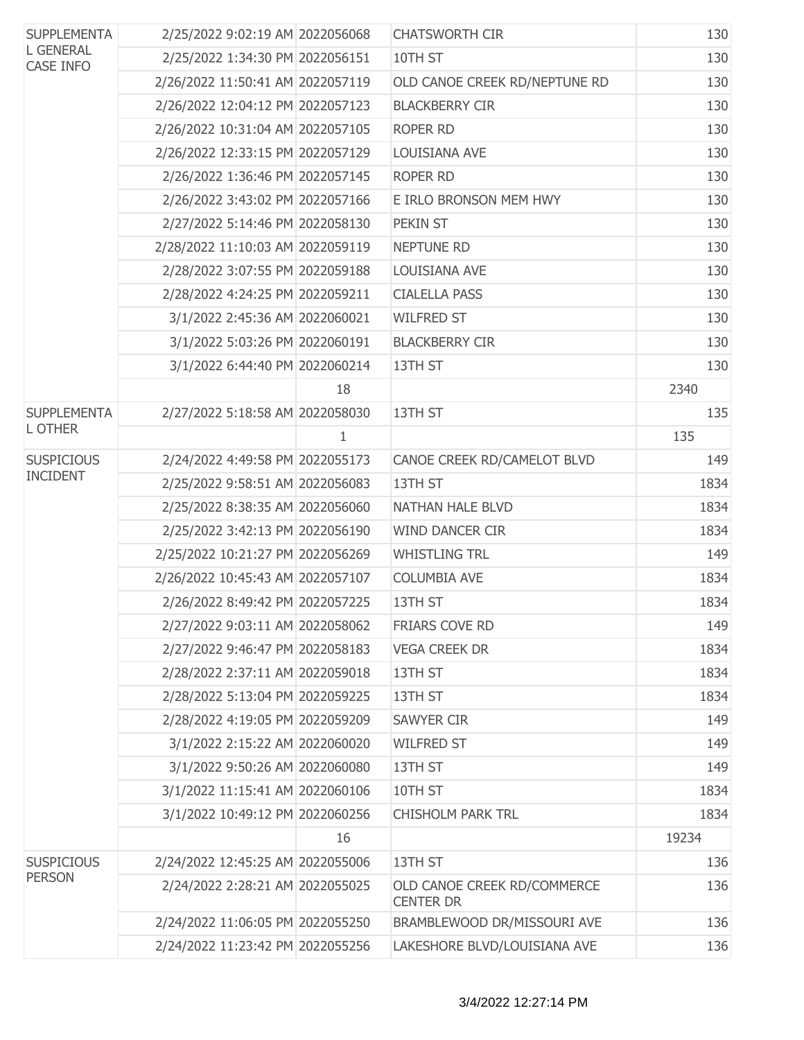| | | | | |
|---|---|---|---|---|
| SUPPLEMENTAL GENERAL CASE INFO | 2/25/2022 9:02:19 AM | 2022056068 | CHATSWORTH CIR | 130 |
| | 2/25/2022 1:34:30 PM | 2022056151 | 10TH ST | 130 |
| | 2/26/2022 11:50:41 AM | 2022057119 | OLD CANOE CREEK RD/NEPTUNE RD | 130 |
| | 2/26/2022 12:04:12 PM | 2022057123 | BLACKBERRY CIR | 130 |
| | 2/26/2022 10:31:04 AM | 2022057105 | ROPER RD | 130 |
| | 2/26/2022 12:33:15 PM | 2022057129 | LOUISIANA AVE | 130 |
| | 2/26/2022 1:36:46 PM | 2022057145 | ROPER RD | 130 |
| | 2/26/2022 3:43:02 PM | 2022057166 | E IRLO BRONSON MEM HWY | 130 |
| | 2/27/2022 5:14:46 PM | 2022058130 | PEKIN ST | 130 |
| | 2/28/2022 11:10:03 AM | 2022059119 | NEPTUNE RD | 130 |
| | 2/28/2022 3:07:55 PM | 2022059188 | LOUISIANA AVE | 130 |
| | 2/28/2022 4:24:25 PM | 2022059211 | CIALELLA PASS | 130 |
| | 3/1/2022 2:45:36 AM | 2022060021 | WILFRED ST | 130 |
| | 3/1/2022 5:03:26 PM | 2022060191 | BLACKBERRY CIR | 130 |
| | 3/1/2022 6:44:40 PM | 2022060214 | 13TH ST | 130 |
| | | 18 | | 2340 |
| SUPPLEMENTAL OTHER | 2/27/2022 5:18:58 AM | 2022058030 | 13TH ST | 135 |
| | | 1 | | 135 |
| SUSPICIOUS INCIDENT | 2/24/2022 4:49:58 PM | 2022055173 | CANOE CREEK RD/CAMELOT BLVD | 149 |
| | 2/25/2022 9:58:51 AM | 2022056083 | 13TH ST | 1834 |
| | 2/25/2022 8:38:35 AM | 2022056060 | NATHAN HALE BLVD | 1834 |
| | 2/25/2022 3:42:13 PM | 2022056190 | WIND DANCER CIR | 1834 |
| | 2/25/2022 10:21:27 PM | 2022056269 | WHISTLING TRL | 149 |
| | 2/26/2022 10:45:43 AM | 2022057107 | COLUMBIA AVE | 1834 |
| | 2/26/2022 8:49:42 PM | 2022057225 | 13TH ST | 1834 |
| | 2/27/2022 9:03:11 AM | 2022058062 | FRIARS COVE RD | 149 |
| | 2/27/2022 9:46:47 PM | 2022058183 | VEGA CREEK DR | 1834 |
| | 2/28/2022 2:37:11 AM | 2022059018 | 13TH ST | 1834 |
| | 2/28/2022 5:13:04 PM | 2022059225 | 13TH ST | 1834 |
| | 2/28/2022 4:19:05 PM | 2022059209 | SAWYER CIR | 149 |
| | 3/1/2022 2:15:22 AM | 2022060020 | WILFRED ST | 149 |
| | 3/1/2022 9:50:26 AM | 2022060080 | 13TH ST | 149 |
| | 3/1/2022 11:15:41 AM | 2022060106 | 10TH ST | 1834 |
| | 3/1/2022 10:49:12 PM | 2022060256 | CHISHOLM PARK TRL | 1834 |
| | | 16 | | 19234 |
| SUSPICIOUS PERSON | 2/24/2022 12:45:25 AM | 2022055006 | 13TH ST | 136 |
| | 2/24/2022 2:28:21 AM | 2022055025 | OLD CANOE CREEK RD/COMMERCE CENTER DR | 136 |
| | 2/24/2022 11:06:05 PM | 2022055250 | BRAMBLEWOOD DR/MISSOURI AVE | 136 |
| | 2/24/2022 11:23:42 PM | 2022055256 | LAKESHORE BLVD/LOUISIANA AVE | 136 |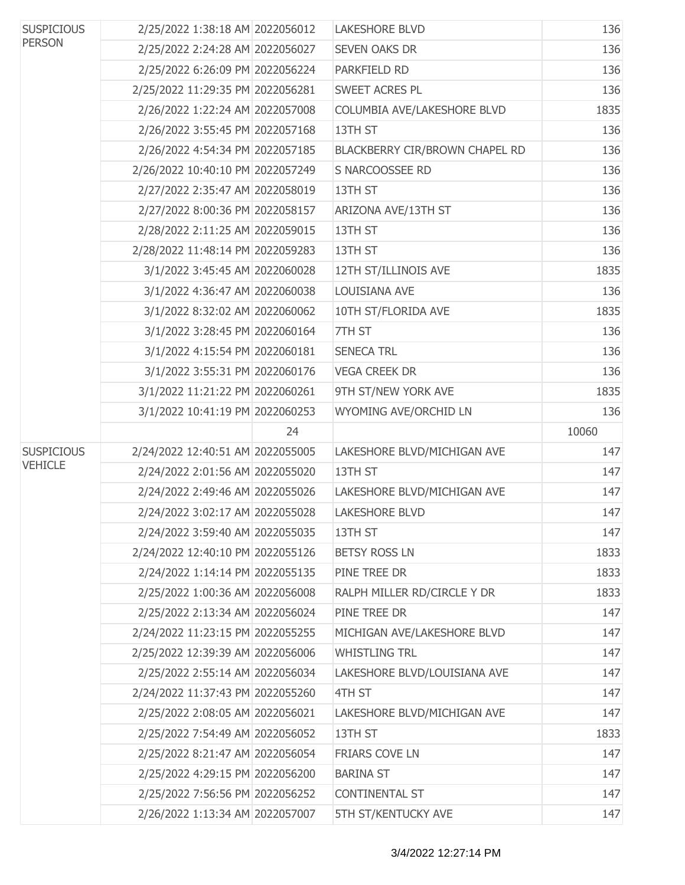| | | | | |
|---|---|---|---|---|
| SUSPICIOUS PERSON | 2/25/2022 1:38:18 AM | 2022056012 | LAKESHORE BLVD | 136 |
| | 2/25/2022 2:24:28 AM | 2022056027 | SEVEN OAKS DR | 136 |
| | 2/25/2022 6:26:09 PM | 2022056224 | PARKFIELD RD | 136 |
| | 2/25/2022 11:29:35 PM | 2022056281 | SWEET ACRES PL | 136 |
| | 2/26/2022 1:22:24 AM | 2022057008 | COLUMBIA AVE/LAKESHORE BLVD | 1835 |
| | 2/26/2022 3:55:45 PM | 2022057168 | 13TH ST | 136 |
| | 2/26/2022 4:54:34 PM | 2022057185 | BLACKBERRY CIR/BROWN CHAPEL RD | 136 |
| | 2/26/2022 10:40:10 PM | 2022057249 | S NARCOOSSEE RD | 136 |
| | 2/27/2022 2:35:47 AM | 2022058019 | 13TH ST | 136 |
| | 2/27/2022 8:00:36 PM | 2022058157 | ARIZONA AVE/13TH ST | 136 |
| | 2/28/2022 2:11:25 AM | 2022059015 | 13TH ST | 136 |
| | 2/28/2022 11:48:14 PM | 2022059283 | 13TH ST | 136 |
| | 3/1/2022 3:45:45 AM | 2022060028 | 12TH ST/ILLINOIS AVE | 1835 |
| | 3/1/2022 4:36:47 AM | 2022060038 | LOUISIANA AVE | 136 |
| | 3/1/2022 8:32:02 AM | 2022060062 | 10TH ST/FLORIDA AVE | 1835 |
| | 3/1/2022 3:28:45 PM | 2022060164 | 7TH ST | 136 |
| | 3/1/2022 4:15:54 PM | 2022060181 | SENECA TRL | 136 |
| | 3/1/2022 3:55:31 PM | 2022060176 | VEGA CREEK DR | 136 |
| | 3/1/2022 11:21:22 PM | 2022060261 | 9TH ST/NEW YORK AVE | 1835 |
| | 3/1/2022 10:41:19 PM | 2022060253 | WYOMING AVE/ORCHID LN | 136 |
| | | 24 | | 10060 |
| SUSPICIOUS VEHICLE | 2/24/2022 12:40:51 AM | 2022055005 | LAKESHORE BLVD/MICHIGAN AVE | 147 |
| | 2/24/2022 2:01:56 AM | 2022055020 | 13TH ST | 147 |
| | 2/24/2022 2:49:46 AM | 2022055026 | LAKESHORE BLVD/MICHIGAN AVE | 147 |
| | 2/24/2022 3:02:17 AM | 2022055028 | LAKESHORE BLVD | 147 |
| | 2/24/2022 3:59:40 AM | 2022055035 | 13TH ST | 147 |
| | 2/24/2022 12:40:10 PM | 2022055126 | BETSY ROSS LN | 1833 |
| | 2/24/2022 1:14:14 PM | 2022055135 | PINE TREE DR | 1833 |
| | 2/25/2022 1:00:36 AM | 2022056008 | RALPH MILLER RD/CIRCLE Y DR | 1833 |
| | 2/25/2022 2:13:34 AM | 2022056024 | PINE TREE DR | 147 |
| | 2/24/2022 11:23:15 PM | 2022055255 | MICHIGAN AVE/LAKESHORE BLVD | 147 |
| | 2/25/2022 12:39:39 AM | 2022056006 | WHISTLING TRL | 147 |
| | 2/25/2022 2:55:14 AM | 2022056034 | LAKESHORE BLVD/LOUISIANA AVE | 147 |
| | 2/24/2022 11:37:43 PM | 2022055260 | 4TH ST | 147 |
| | 2/25/2022 2:08:05 AM | 2022056021 | LAKESHORE BLVD/MICHIGAN AVE | 147 |
| | 2/25/2022 7:54:49 AM | 2022056052 | 13TH ST | 1833 |
| | 2/25/2022 8:21:47 AM | 2022056054 | FRIARS COVE LN | 147 |
| | 2/25/2022 4:29:15 PM | 2022056200 | BARINA ST | 147 |
| | 2/25/2022 7:56:56 PM | 2022056252 | CONTINENTAL ST | 147 |
| | 2/26/2022 1:13:34 AM | 2022057007 | 5TH ST/KENTUCKY AVE | 147 |

3/4/2022 12:27:14 PM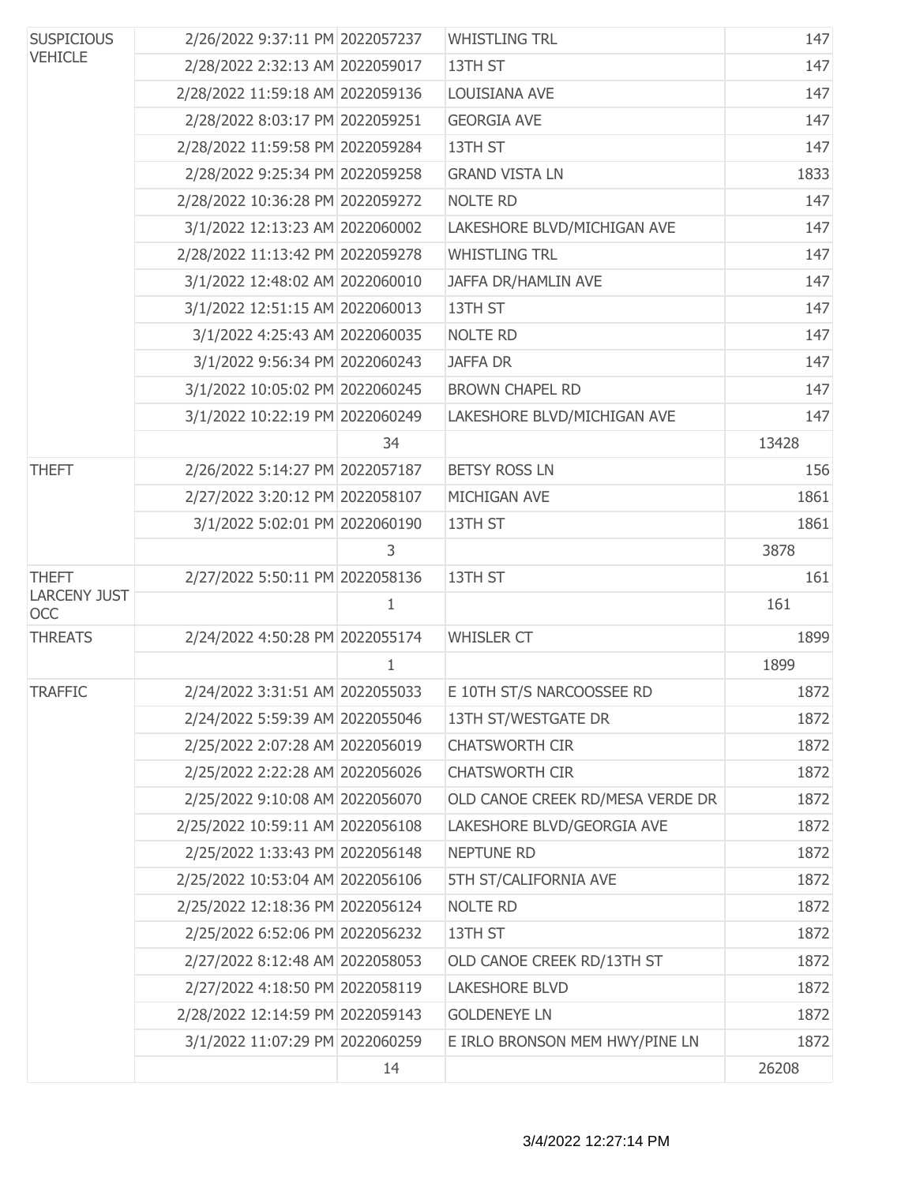| | | | | |
|---|---|---|---|---|
| SUSPICIOUS VEHICLE | 2/26/2022 9:37:11 PM | 2022057237 | WHISTLING TRL | 147 |
| | 2/28/2022 2:32:13 AM | 2022059017 | 13TH ST | 147 |
| | 2/28/2022 11:59:18 AM | 2022059136 | LOUISIANA AVE | 147 |
| | 2/28/2022 8:03:17 PM | 2022059251 | GEORGIA AVE | 147 |
| | 2/28/2022 11:59:58 PM | 2022059284 | 13TH ST | 147 |
| | 2/28/2022 9:25:34 PM | 2022059258 | GRAND VISTA LN | 1833 |
| | 2/28/2022 10:36:28 PM | 2022059272 | NOLTE RD | 147 |
| | 3/1/2022 12:13:23 AM | 2022060002 | LAKESHORE BLVD/MICHIGAN AVE | 147 |
| | 2/28/2022 11:13:42 PM | 2022059278 | WHISTLING TRL | 147 |
| | 3/1/2022 12:48:02 AM | 2022060010 | JAFFA DR/HAMLIN AVE | 147 |
| | 3/1/2022 12:51:15 AM | 2022060013 | 13TH ST | 147 |
| | 3/1/2022 4:25:43 AM | 2022060035 | NOLTE RD | 147 |
| | 3/1/2022 9:56:34 PM | 2022060243 | JAFFA DR | 147 |
| | 3/1/2022 10:05:02 PM | 2022060245 | BROWN CHAPEL RD | 147 |
| | 3/1/2022 10:22:19 PM | 2022060249 | LAKESHORE BLVD/MICHIGAN AVE | 147 |
| | | 34 | | 13428 |
| THEFT | 2/26/2022 5:14:27 PM | 2022057187 | BETSY ROSS LN | 156 |
| | 2/27/2022 3:20:12 PM | 2022058107 | MICHIGAN AVE | 1861 |
| | 3/1/2022 5:02:01 PM | 2022060190 | 13TH ST | 1861 |
| | | 3 | | 3878 |
| THEFT LARCENY JUST OCC | 2/27/2022 5:50:11 PM | 2022058136 | 13TH ST | 161 |
| | | 1 | | 161 |
| THREATS | 2/24/2022 4:50:28 PM | 2022055174 | WHISLER CT | 1899 |
| | | 1 | | 1899 |
| TRAFFIC | 2/24/2022 3:31:51 AM | 2022055033 | E 10TH ST/S NARCOOSSEE RD | 1872 |
| | 2/24/2022 5:59:39 AM | 2022055046 | 13TH ST/WESTGATE DR | 1872 |
| | 2/25/2022 2:07:28 AM | 2022056019 | CHATSWORTH CIR | 1872 |
| | 2/25/2022 2:22:28 AM | 2022056026 | CHATSWORTH CIR | 1872 |
| | 2/25/2022 9:10:08 AM | 2022056070 | OLD CANOE CREEK RD/MESA VERDE DR | 1872 |
| | 2/25/2022 10:59:11 AM | 2022056108 | LAKESHORE BLVD/GEORGIA AVE | 1872 |
| | 2/25/2022 1:33:43 PM | 2022056148 | NEPTUNE RD | 1872 |
| | 2/25/2022 10:53:04 AM | 2022056106 | 5TH ST/CALIFORNIA AVE | 1872 |
| | 2/25/2022 12:18:36 PM | 2022056124 | NOLTE RD | 1872 |
| | 2/25/2022 6:52:06 PM | 2022056232 | 13TH ST | 1872 |
| | 2/27/2022 8:12:48 AM | 2022058053 | OLD CANOE CREEK RD/13TH ST | 1872 |
| | 2/27/2022 4:18:50 PM | 2022058119 | LAKESHORE BLVD | 1872 |
| | 2/28/2022 12:14:59 PM | 2022059143 | GOLDENEYE LN | 1872 |
| | 3/1/2022 11:07:29 PM | 2022060259 | E IRLO BRONSON MEM HWY/PINE LN | 1872 |
| | | 14 | | 26208 |

3/4/2022 12:27:14 PM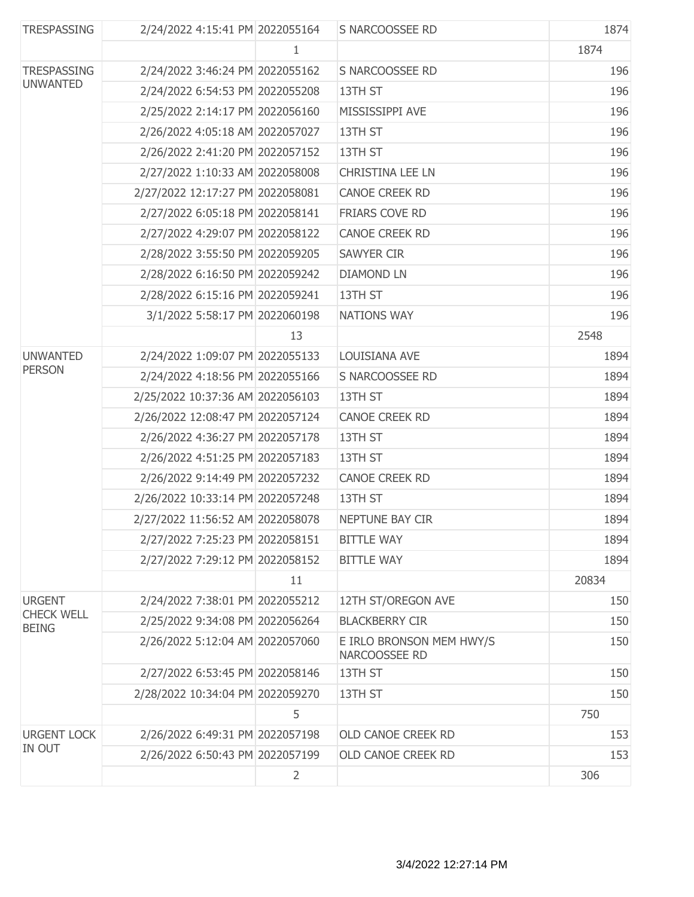| | | | | |
|---|---|---|---|---|
| TRESPASSING | 2/24/2022 4:15:41 PM | 2022055164 | S NARCOOSSEE RD | 1874 |
| | | 1 | | 1874 |
| TRESPASSING UNWANTED | 2/24/2022 3:46:24 PM | 2022055162 | S NARCOOSSEE RD | 196 |
| | 2/24/2022 6:54:53 PM | 2022055208 | 13TH ST | 196 |
| | 2/25/2022 2:14:17 PM | 2022056160 | MISSISSIPPI AVE | 196 |
| | 2/26/2022 4:05:18 AM | 2022057027 | 13TH ST | 196 |
| | 2/26/2022 2:41:20 PM | 2022057152 | 13TH ST | 196 |
| | 2/27/2022 1:10:33 AM | 2022058008 | CHRISTINA LEE LN | 196 |
| | 2/27/2022 12:17:27 PM | 2022058081 | CANOE CREEK RD | 196 |
| | 2/27/2022 6:05:18 PM | 2022058141 | FRIARS COVE RD | 196 |
| | 2/27/2022 4:29:07 PM | 2022058122 | CANOE CREEK RD | 196 |
| | 2/28/2022 3:55:50 PM | 2022059205 | SAWYER CIR | 196 |
| | 2/28/2022 6:16:50 PM | 2022059242 | DIAMOND LN | 196 |
| | 2/28/2022 6:15:16 PM | 2022059241 | 13TH ST | 196 |
| | 3/1/2022 5:58:17 PM | 2022060198 | NATIONS WAY | 196 |
| | | 13 | | 2548 |
| UNWANTED PERSON | 2/24/2022 1:09:07 PM | 2022055133 | LOUISIANA AVE | 1894 |
| | 2/24/2022 4:18:56 PM | 2022055166 | S NARCOOSSEE RD | 1894 |
| | 2/25/2022 10:37:36 AM | 2022056103 | 13TH ST | 1894 |
| | 2/26/2022 12:08:47 PM | 2022057124 | CANOE CREEK RD | 1894 |
| | 2/26/2022 4:36:27 PM | 2022057178 | 13TH ST | 1894 |
| | 2/26/2022 4:51:25 PM | 2022057183 | 13TH ST | 1894 |
| | 2/26/2022 9:14:49 PM | 2022057232 | CANOE CREEK RD | 1894 |
| | 2/26/2022 10:33:14 PM | 2022057248 | 13TH ST | 1894 |
| | 2/27/2022 11:56:52 AM | 2022058078 | NEPTUNE BAY CIR | 1894 |
| | 2/27/2022 7:25:23 PM | 2022058151 | BITTLE WAY | 1894 |
| | 2/27/2022 7:29:12 PM | 2022058152 | BITTLE WAY | 1894 |
| | | 11 | | 20834 |
| URGENT CHECK WELL BEING | 2/24/2022 7:38:01 PM | 2022055212 | 12TH ST/OREGON AVE | 150 |
| | 2/25/2022 9:34:08 PM | 2022056264 | BLACKBERRY CIR | 150 |
| | 2/26/2022 5:12:04 AM | 2022057060 | E IRLO BRONSON MEM HWY/S NARCOOSSEE RD | 150 |
| | 2/27/2022 6:53:45 PM | 2022058146 | 13TH ST | 150 |
| | 2/28/2022 10:34:04 PM | 2022059270 | 13TH ST | 150 |
| | | 5 | | 750 |
| URGENT LOCK IN OUT | 2/26/2022 6:49:31 PM | 2022057198 | OLD CANOE CREEK RD | 153 |
| | 2/26/2022 6:50:43 PM | 2022057199 | OLD CANOE CREEK RD | 153 |
| | | 2 | | 306 |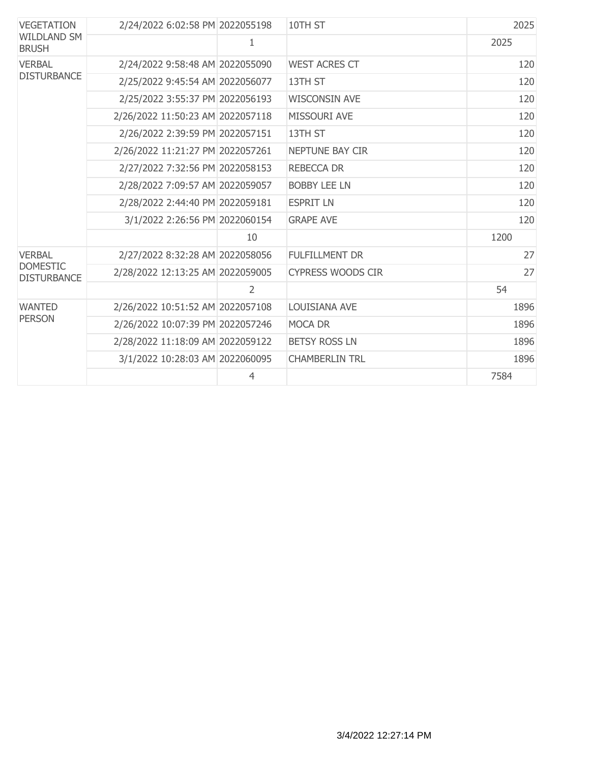| | | | | |
|---|---|---|---|---|
| VEGETATION WILDLAND SM BRUSH | 2/24/2022 6:02:58 PM | 2022055198 | 10TH ST | 2025 |
| | | 1 | | 2025 |
| VERBAL DISTURBANCE | 2/24/2022 9:58:48 AM | 2022055090 | WEST ACRES CT | 120 |
| | 2/25/2022 9:45:54 AM | 2022056077 | 13TH ST | 120 |
| | 2/25/2022 3:55:37 PM | 2022056193 | WISCONSIN AVE | 120 |
| | 2/26/2022 11:50:23 AM | 2022057118 | MISSOURI AVE | 120 |
| | 2/26/2022 2:39:59 PM | 2022057151 | 13TH ST | 120 |
| | 2/26/2022 11:21:27 PM | 2022057261 | NEPTUNE BAY CIR | 120 |
| | 2/27/2022 7:32:56 PM | 2022058153 | REBECCA DR | 120 |
| | 2/28/2022 7:09:57 AM | 2022059057 | BOBBY LEE LN | 120 |
| | 2/28/2022 2:44:40 PM | 2022059181 | ESPRIT LN | 120 |
| | 3/1/2022 2:26:56 PM | 2022060154 | GRAPE AVE | 120 |
| | | 10 | | 1200 |
| VERBAL DOMESTIC DISTURBANCE | 2/27/2022 8:32:28 AM | 2022058056 | FULFILLMENT DR | 27 |
| | 2/28/2022 12:13:25 AM | 2022059005 | CYPRESS WOODS CIR | 27 |
| | | 2 | | 54 |
| WANTED PERSON | 2/26/2022 10:51:52 AM | 2022057108 | LOUISIANA AVE | 1896 |
| | 2/26/2022 10:07:39 PM | 2022057246 | MOCA DR | 1896 |
| | 2/28/2022 11:18:09 AM | 2022059122 | BETSY ROSS LN | 1896 |
| | 3/1/2022 10:28:03 AM | 2022060095 | CHAMBERLIN TRL | 1896 |
| | | 4 | | 7584 |